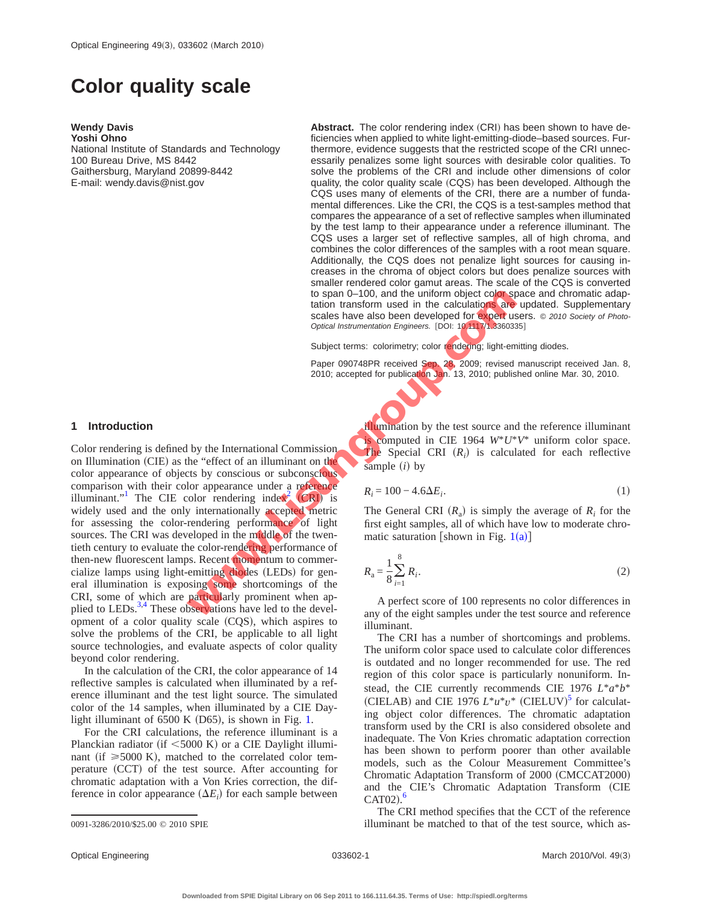# Color quality scale

**Wendy Davis**
**Yoshi Ohno**
National Institute of Standards and Technology
100 Bureau Drive, MS 8442
Gaithersburg, Maryland 20899-8442
E-mail: wendy.davis@nist.gov

**Abstract.** The color rendering index (CRI) has been shown to have deficiencies when applied to white light-emitting-diode–based sources. Furthermore, evidence suggests that the restricted scope of the CRI unnecessarily penalizes some light sources with desirable color qualities. To solve the problems of the CRI and include other dimensions of color quality, the color quality scale (CQS) has been developed. Although the CQS uses many of elements of the CRI, there are a number of fundamental differences. Like the CRI, the CQS is a test-samples method that compares the appearance of a set of reflective samples when illuminated by the test lamp to their appearance under a reference illuminant. The CQS uses a larger set of reflective samples, all of high chroma, and combines the color differences of the samples with a root mean square. Additionally, the CQS does not penalize light sources for causing increases in the chroma of object colors but does penalize sources with smaller rendered color gamut areas. The scale of the CQS is converted to span 0–100, and the uniform object color space and chromatic adaptation transform used in the calculations are updated. Supplementary scales have also been developed for expert users. © *2010 Society of Photo-Optical Instrumentation Engineers.* [DOI: 10.1117/1.3360335]

Subject terms: colorimetry; color rendering; light-emitting diodes.

Paper 090748PR received Sep. 28, 2009; revised manuscript received Jan. 8, 2010; accepted for publication Jan. 13, 2010; published online Mar. 30, 2010.

## 1 Introduction

Color rendering is defined by the International Commission on Illumination (CIE) as the "effect of an illuminant on the color appearance of objects by conscious or subconscious comparison with their color appearance under a reference illuminant."[1] The CIE color rendering index[2] (CRI) is widely used and the only internationally accepted metric for assessing the color-rendering performance of light sources. The CRI was developed in the middle of the twentieth century to evaluate the color-rendering performance of then-new fluorescent lamps. Recent momentum to commercialize lamps using light-emitting diodes (LEDs) for general illumination is exposing some shortcomings of the CRI, some of which are particularly prominent when applied to LEDs.[3,4] These observations have led to the development of a color quality scale (CQS), which aspires to solve the problems of the CRI, be applicable to all light source technologies, and evaluate aspects of color quality beyond color rendering.

In the calculation of the CRI, the color appearance of 14 reflective samples is calculated when illuminated by a reference illuminant and the test light source. The simulated color of the 14 samples, when illuminated by a CIE Daylight illuminant of 6500 K (D65), is shown in Fig. 1.

For the CRI calculations, the reference illuminant is a Planckian radiator (if <5000 K) or a CIE Daylight illuminant (if ⩾5000 K), matched to the correlated color temperature (CCT) of the test source. After accounting for chromatic adaptation with a Von Kries correction, the difference in color appearance ($\Delta E_i$) for each sample between illumination by the test source and the reference illuminant is computed in CIE 1964 $W^*U^*V^*$ uniform color space. The Special CRI ($R_i$) is calculated for each reflective sample ($i$) by

$$R_i = 100 - 4.6\Delta E_i. \tag{1}$$

The General CRI ($R_a$) is simply the average of $R_i$ for the first eight samples, all of which have low to moderate chromatic saturation [shown in Fig. 1(a)]

$$R_a = \frac{1}{8}\sum_{i=1}^{8} R_i. \tag{2}$$

A perfect score of 100 represents no color differences in any of the eight samples under the test source and reference illuminant.

The CRI has a number of shortcomings and problems. The uniform color space used to calculate color differences is outdated and no longer recommended for use. The red region of this color space is particularly nonuniform. Instead, the CIE currently recommends CIE 1976 $L^*a^*b^*$ (CIELAB) and CIE 1976 $L^*u^*v^*$ (CIELUV)[5] for calculating object color differences. The chromatic adaptation transform used by the CRI is also considered obsolete and inadequate. The Von Kries chromatic adaptation correction has been shown to perform poorer than other available models, such as the Colour Measurement Committee's Chromatic Adaptation Transform of 2000 (CMCCAT2000) and the CIE's Chromatic Adaptation Transform (CIE CAT02).[6]

The CRI method specifies that the CCT of the reference illuminant be matched to that of the test source, which as-

0091-3286/2010/$25.00 © 2010 SPIE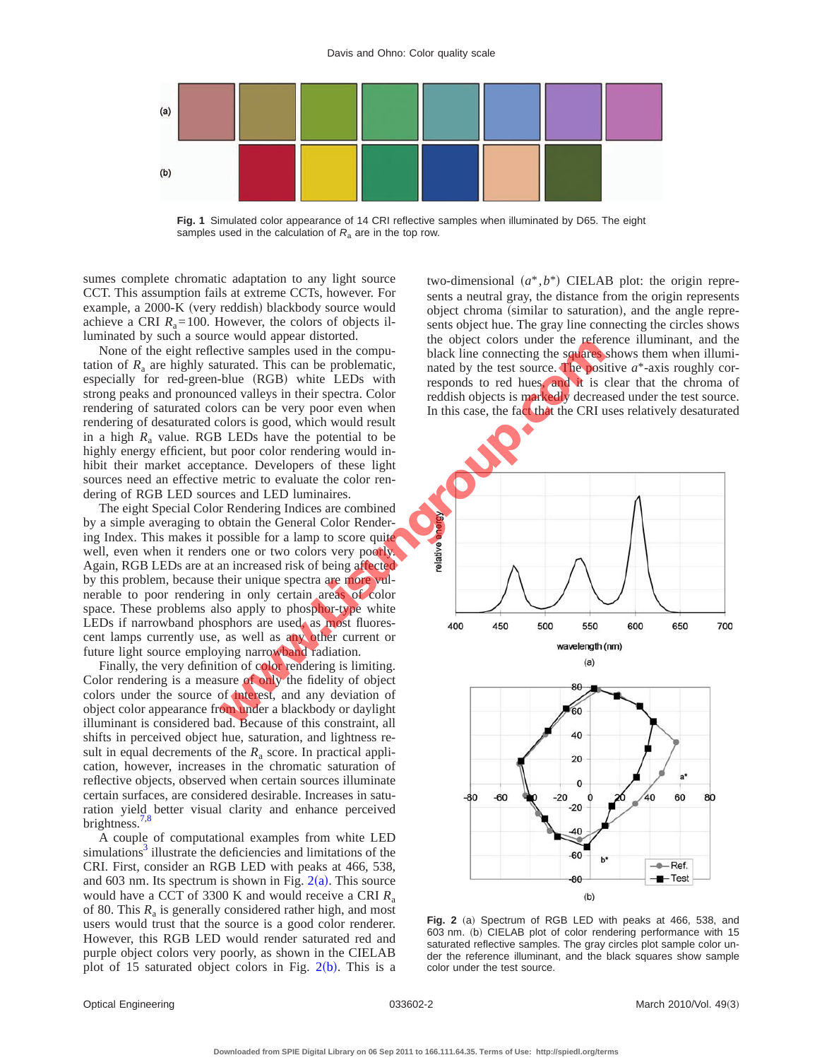Fig. 1 Simulated color appearance of 14 CRI reflective samples when illuminated by D65. The eight samples used in the calculation of $R_a$ are in the top row.

sumes complete chromatic adaptation to any light source CCT. This assumption fails at extreme CCTs, however. For example, a 2000-K (very reddish) blackbody source would achieve a CRI $R_a = 100$. However, the colors of objects illuminated by such a source would appear distorted.

None of the eight reflective samples used in the computation of $R_a$ are highly saturated. This can be problematic, especially for red-green-blue (RGB) white LEDs with strong peaks and pronounced valleys in their spectra. Color rendering of saturated colors can be very poor even when rendering of desaturated colors is good, which would result in a high $R_a$ value. RGB LEDs have the potential to be highly energy efficient, but poor color rendering would inhibit their market acceptance. Developers of these light sources need an effective metric to evaluate the color rendering of RGB LED sources and LED luminaires.

The eight Special Color Rendering Indices are combined by a simple averaging to obtain the General Color Rendering Index. This makes it possible for a lamp to score quite well, even when it renders one or two colors very poorly. Again, RGB LEDs are at an increased risk of being affected by this problem, because their unique spectra are more vulnerable to poor rendering in only certain areas of color space. These problems also apply to phosphor-type white LEDs if narrowband phosphors are used, as most fluorescent lamps currently use, as well as any other current or future light source employing narrowband radiation.

Finally, the very definition of color rendering is limiting. Color rendering is a measure of only the fidelity of object colors under the source of interest, and any deviation of object color appearance from under a blackbody or daylight illuminant is considered bad. Because of this constraint, all shifts in perceived object hue, saturation, and lightness result in equal decrements of the $R_a$ score. In practical application, however, increases in the chromatic saturation of reflective objects, observed when certain sources illuminate certain surfaces, are considered desirable. Increases in saturation yield better visual clarity and enhance perceived brightness.[7,8]

A couple of computational examples from white LED simulations[3] illustrate the deficiencies and limitations of the CRI. First, consider an RGB LED with peaks at 466, 538, and 603 nm. Its spectrum is shown in Fig. 2(a). This source would have a CCT of 3300 K and would receive a CRI $R_a$ of 80. This $R_a$ is generally considered rather high, and most users would trust that the source is a good color renderer. However, this RGB LED would render saturated red and purple object colors very poorly, as shown in the CIELAB plot of 15 saturated object colors in Fig. 2(b). This is a two-dimensional $(a^*, b^*)$ CIELAB plot: the origin represents a neutral gray, the distance from the origin represents object chroma (similar to saturation), and the angle represents object hue. The gray line connecting the circles shows the object colors under the reference illuminant, and the black line connecting the squares shows them when illuminated by the test source. The positive $a^*$-axis roughly corresponds to red hues, and it is clear that the chroma of reddish objects is markedly decreased under the test source. In this case, the fact that the CRI uses relatively desaturated

Fig. 2 (a) Spectrum of RGB LED with peaks at 466, 538, and 603 nm. (b) CIELAB plot of color rendering performance with 15 saturated reflective samples. The gray circles plot sample color under the reference illuminant, and the black squares show sample color under the test source.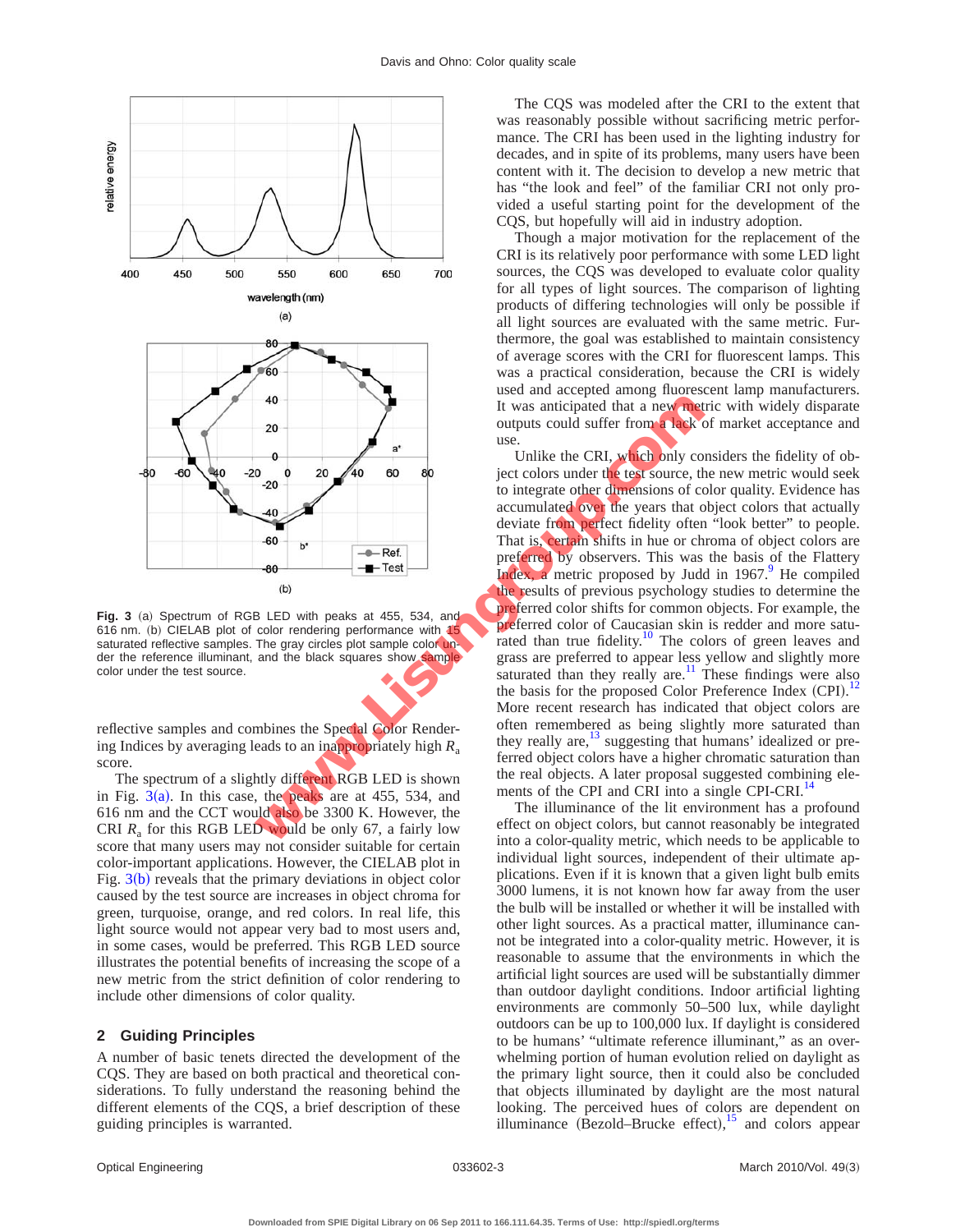relative energy

400 450 500 550 600 650 700

wavelength (nm)

(a)

80 60 40 20 0 -20 -40 -60 -80

-80 -60 -40 -20 0 20 40 60 80

a*

b*

Ref.

Test

(b)

**Fig. 3** (a) Spectrum of RGB LED with peaks at 455, 534, and 616 nm. (b) CIELAB plot of color rendering performance with 15 saturated reflective samples. The gray circles plot sample color under the reference illuminant, and the black squares show sample color under the test source.

reflective samples and combines the Special Color Rendering Indices by averaging leads to an inappropriately high $R_a$ score.

The spectrum of a slightly different RGB LED is shown in Fig. 3(a). In this case, the peaks are at 455, 534, and 616 nm and the CCT would also be 3300 K. However, the CRI $R_a$ for this RGB LED would be only 67, a fairly low score that many users may not consider suitable for certain color-important applications. However, the CIELAB plot in Fig. 3(b) reveals that the primary deviations in object color caused by the test source are increases in object chroma for green, turquoise, orange, and red colors. In real life, this light source would not appear very bad to most users and, in some cases, would be preferred. This RGB LED source illustrates the potential benefits of increasing the scope of a new metric from the strict definition of color rendering to include other dimensions of color quality.

## 2 Guiding Principles

A number of basic tenets directed the development of the CQS. They are based on both practical and theoretical considerations. To fully understand the reasoning behind the different elements of the CQS, a brief description of these guiding principles is warranted.

The CQS was modeled after the CRI to the extent that was reasonably possible without sacrificing metric performance. The CRI has been used in the lighting industry for decades, and in spite of its problems, many users have been content with it. The decision to develop a new metric that has "the look and feel" of the familiar CRI not only provided a useful starting point for the development of the CQS, but hopefully will aid in industry adoption.

Though a major motivation for the replacement of the CRI is its relatively poor performance with some LED light sources, the CQS was developed to evaluate color quality for all types of light sources. The comparison of lighting products of differing technologies will only be possible if all light sources are evaluated with the same metric. Furthermore, the goal was established to maintain consistency of average scores with the CRI for fluorescent lamps. This was a practical consideration, because the CRI is widely used and accepted among fluorescent lamp manufacturers. It was anticipated that a new metric with widely disparate outputs could suffer from a lack of market acceptance and use.

Unlike the CRI, which only considers the fidelity of object colors under the test source, the new metric would seek to integrate other dimensions of color quality. Evidence has accumulated over the years that object colors that actually deviate from perfect fidelity often "look better" to people. That is, certain shifts in hue or chroma of object colors are preferred by observers. This was the basis of the Flattery Index, a metric proposed by Judd in 1967.[9] He compiled the results of previous psychology studies to determine the preferred color shifts for common objects. For example, the preferred color of Caucasian skin is redder and more saturated than true fidelity.[10] The colors of green leaves and grass are preferred to appear less yellow and slightly more saturated than they really are.[11] These findings were also the basis for the proposed Color Preference Index (CPI).[12] More recent research has indicated that object colors are often remembered as being slightly more saturated than they really are,[13] suggesting that humans' idealized or preferred object colors have a higher chromatic saturation than the real objects. A later proposal suggested combining elements of the CPI and CRI into a single CPI-CRI.[14]

The illuminance of the lit environment has a profound effect on object colors, but cannot reasonably be integrated into a color-quality metric, which needs to be applicable to individual light sources, independent of their ultimate applications. Even if it is known that a given light bulb emits 3000 lumens, it is not known how far away from the user the bulb will be installed or whether it will be installed with other light sources. As a practical matter, illuminance cannot be integrated into a color-quality metric. However, it is reasonable to assume that the environments in which the artificial light sources are used will be substantially dimmer than outdoor daylight conditions. Indoor artificial lighting environments are commonly 50–500 lux, while daylight outdoors can be up to 100,000 lux. If daylight is considered to be humans' "ultimate reference illuminant," as an overwhelming portion of human evolution relied on daylight as the primary light source, then it could also be concluded that objects illuminated by daylight are the most natural looking. The perceived hues of colors are dependent on illuminance (Bezold–Brucke effect),[15] and colors appear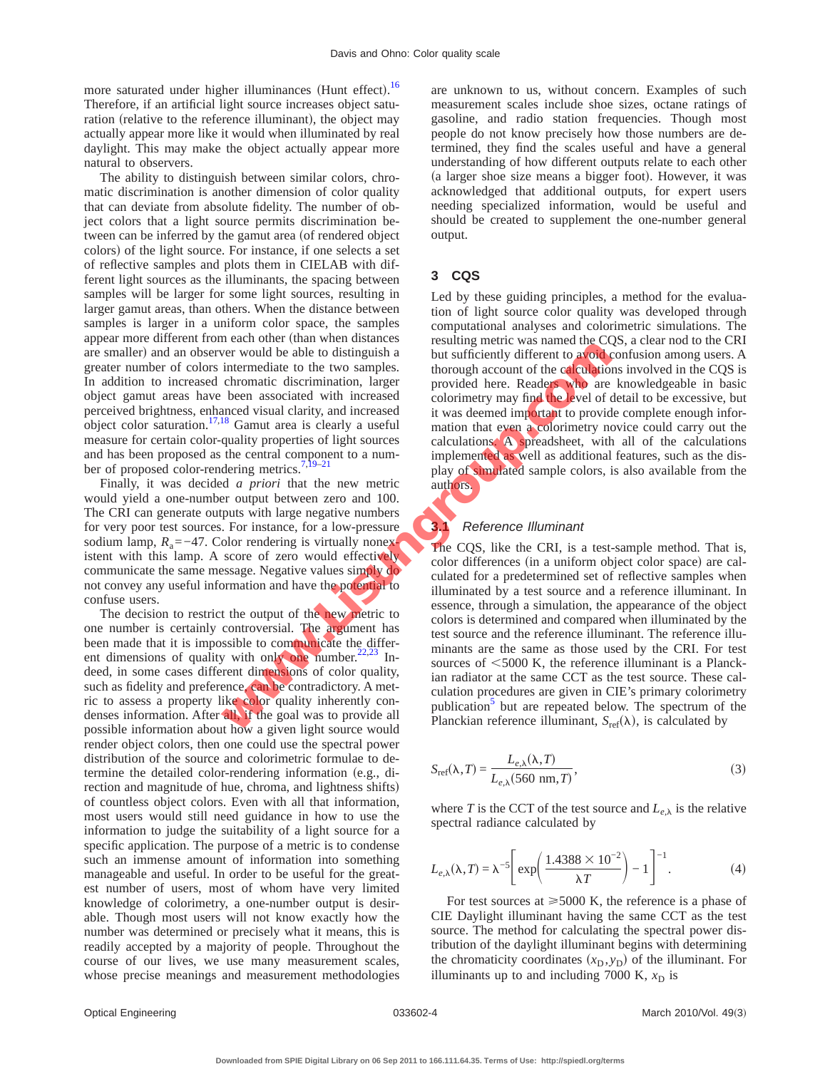more saturated under higher illuminances (Hunt effect).[16] Therefore, if an artificial light source increases object saturation (relative to the reference illuminant), the object may actually appear more like it would when illuminated by real daylight. This may make the object actually appear more natural to observers.

The ability to distinguish between similar colors, chromatic discrimination is another dimension of color quality that can deviate from absolute fidelity. The number of object colors that a light source permits discrimination between can be inferred by the gamut area (of rendered object colors) of the light source. For instance, if one selects a set of reflective samples and plots them in CIELAB with different light sources as the illuminants, the spacing between samples will be larger for some light sources, resulting in larger gamut areas, than others. When the distance between samples is larger in a uniform color space, the samples appear more different from each other (than when distances are smaller) and an observer would be able to distinguish a greater number of colors intermediate to the two samples. In addition to increased chromatic discrimination, larger object gamut areas have been associated with increased perceived brightness, enhanced visual clarity, and increased object color saturation.[17,18] Gamut area is clearly a useful measure for certain color-quality properties of light sources and has been proposed as the central component to a number of proposed color-rendering metrics.[7,19–21]

Finally, it was decided *a priori* that the new metric would yield a one-number output between zero and 100. The CRI can generate outputs with large negative numbers for very poor test sources. For instance, for a low-pressure sodium lamp, $R_a = -47$. Color rendering is virtually nonexistent with this lamp. A score of zero would effectively communicate the same message. Negative values simply do not convey any useful information and have the potential to confuse users.

The decision to restrict the output of the new metric to one number is certainly controversial. The argument has been made that it is impossible to communicate the different dimensions of quality with only one number.[22,23] Indeed, in some cases different dimensions of color quality, such as fidelity and preference, can be contradictory. A metric to assess a property like color quality inherently condenses information. After all, if the goal was to provide all possible information about how a given light source would render object colors, then one could use the spectral power distribution of the source and colorimetric formulae to determine the detailed color-rendering information (e.g., direction and magnitude of hue, chroma, and lightness shifts) of countless object colors. Even with all that information, most users would still need guidance in how to use the information to judge the suitability of a light source for a specific application. The purpose of a metric is to condense such an immense amount of information into something manageable and useful. In order to be useful for the greatest number of users, most of whom have very limited knowledge of colorimetry, a one-number output is desirable. Though most users will not know exactly how the number was determined or precisely what it means, this is readily accepted by a majority of people. Throughout the course of our lives, we use many measurement scales, whose precise meanings and measurement methodologies are unknown to us, without concern. Examples of such measurement scales include shoe sizes, octane ratings of gasoline, and radio station frequencies. Though most people do not know precisely how those numbers are determined, they find the scales useful and have a general understanding of how different outputs relate to each other (a larger shoe size means a bigger foot). However, it was acknowledged that additional outputs, for expert users needing specialized information, would be useful and should be created to supplement the one-number general output.

## 3 CQS

Led by these guiding principles, a method for the evaluation of light source color quality was developed through computational analyses and colorimetric simulations. The resulting metric was named the CQS, a clear nod to the CRI but sufficiently different to avoid confusion among users. A thorough account of the calculations involved in the CQS is provided here. Readers who are knowledgeable in basic colorimetry may find the level of detail to be excessive, but it was deemed important to provide complete enough information that even a colorimetry novice could carry out the calculations. A spreadsheet, with all of the calculations implemented as well as additional features, such as the display of simulated sample colors, is also available from the authors.

### 3.1 *Reference Illuminant*

The CQS, like the CRI, is a test-sample method. That is, color differences (in a uniform object color space) are calculated for a predetermined set of reflective samples when illuminated by a test source and a reference illuminant. In essence, through a simulation, the appearance of the object colors is determined and compared when illuminated by the test source and the reference illuminant. The reference illuminants are the same as those used by the CRI. For test sources of <5000 K, the reference illuminant is a Planckian radiator at the same CCT as the test source. These calculation procedures are given in CIE's primary colorimetry publication[5] but are repeated below. The spectrum of the Planckian reference illuminant, $S_{\mathrm{ref}}(\lambda)$, is calculated by

$$S_{\mathrm{ref}}(\lambda, T) = \frac{L_{e,\lambda}(\lambda, T)}{L_{e,\lambda}(560\ \mathrm{nm}, T)}, \tag{3}$$

where $T$ is the CCT of the test source and $L_{e,\lambda}$ is the relative spectral radiance calculated by

$$L_{e,\lambda}(\lambda, T) = \lambda^{-5}\left[\exp\left(\frac{1.4388 \times 10^{-2}}{\lambda T}\right) - 1\right]^{-1}. \tag{4}$$

For test sources at $\geqslant 5000$ K, the reference is a phase of CIE Daylight illuminant having the same CCT as the test source. The method for calculating the spectral power distribution of the daylight illuminant begins with determining the chromaticity coordinates $(x_D, y_D)$ of the illuminant. For illuminants up to and including 7000 K, $x_D$ is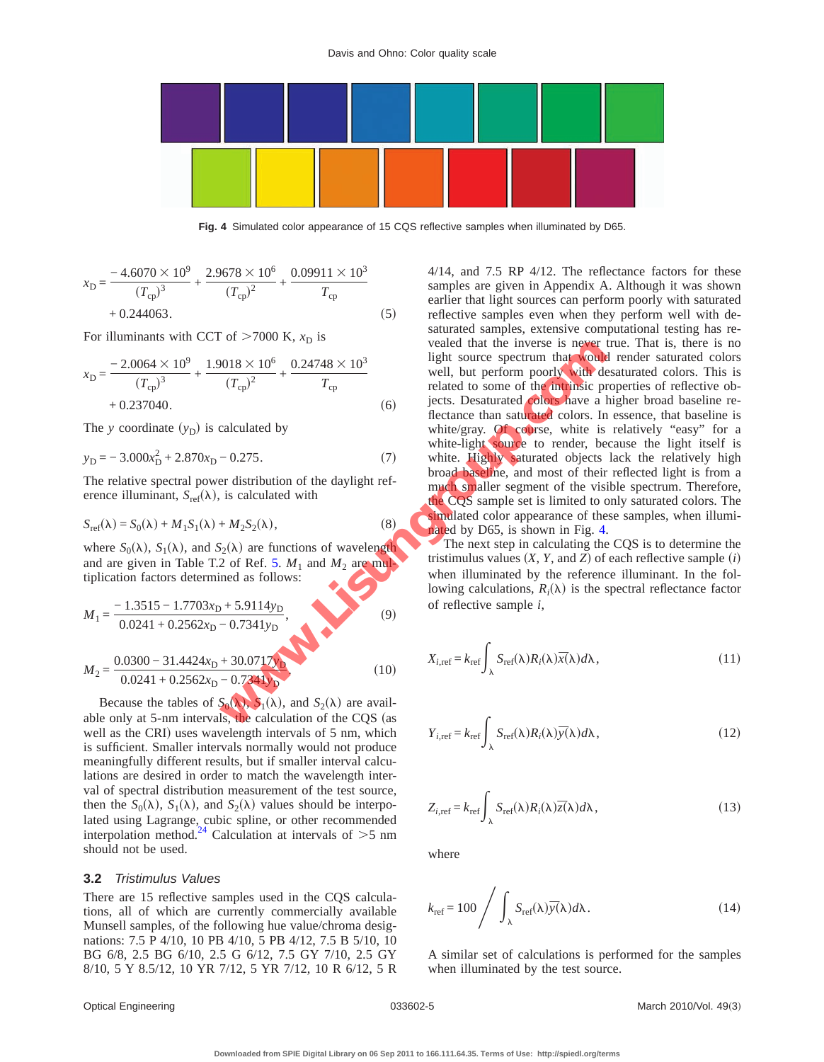Fig. 4 Simulated color appearance of 15 CQS reflective samples when illuminated by D65.

$$x_D = \frac{-4.6070 \times 10^9}{(T_{cp})^3} + \frac{2.9678 \times 10^6}{(T_{cp})^2} + \frac{0.09911 \times 10^3}{T_{cp}} + 0.244063. \tag{5}$$

For illuminants with CCT of >7000 K, $x_D$ is

$$x_D = \frac{-2.0064 \times 10^9}{(T_{cp})^3} + \frac{1.9018 \times 10^6}{(T_{cp})^2} + \frac{0.24748 \times 10^3}{T_{cp}} + 0.237040. \tag{6}$$

The $y$ coordinate ($y_D$) is calculated by

$$y_D = -3.000x_D^2 + 2.870x_D - 0.275. \tag{7}$$

The relative spectral power distribution of the daylight reference illuminant, $S_{ref}(\lambda)$, is calculated with

$$S_{ref}(\lambda) = S_0(\lambda) + M_1 S_1(\lambda) + M_2 S_2(\lambda), \tag{8}$$

where $S_0(\lambda)$, $S_1(\lambda)$, and $S_2(\lambda)$ are functions of wavelength and are given in Table T.2 of Ref. 5. $M_1$ and $M_2$ are multiplication factors determined as follows:

$$M_1 = \frac{-1.3515 - 1.7703x_D + 5.9114y_D}{0.0241 + 0.2562x_D - 0.7341y_D}, \tag{9}$$

$$M_2 = \frac{0.0300 - 31.4424x_D + 30.0717y_D}{0.0241 + 0.2562x_D - 0.7341y_D}. \tag{10}$$

Because the tables of $S_0(\lambda)$, $S_1(\lambda)$, and $S_2(\lambda)$ are available only at 5-nm intervals, the calculation of the CQS (as well as the CRI) uses wavelength intervals of 5 nm, which is sufficient. Smaller intervals normally would not produce meaningfully different results, but if smaller interval calculations are desired in order to match the wavelength interval of spectral distribution measurement of the test source, then the $S_0(\lambda)$, $S_1(\lambda)$, and $S_2(\lambda)$ values should be interpolated using Lagrange, cubic spline, or other recommended interpolation method.[24] Calculation at intervals of >5 nm should not be used.

## 3.2 *Tristimulus Values*

There are 15 reflective samples used in the CQS calculations, all of which are currently commercially available Munsell samples, of the following hue value/chroma designations: 7.5 P 4/10, 10 PB 4/10, 5 PB 4/12, 7.5 B 5/10, 10 BG 6/8, 2.5 BG 6/10, 2.5 G 6/12, 7.5 GY 7/10, 2.5 GY 8/10, 5 Y 8.5/12, 10 YR 7/12, 5 YR 7/12, 10 R 6/12, 5 R 4/14, and 7.5 RP 4/12. The reflectance factors for these samples are given in Appendix A. Although it was shown earlier that light sources can perform poorly with saturated reflective samples even when they perform well with desaturated samples, extensive computational testing has revealed that the inverse is never true. That is, there is no light source spectrum that would render saturated colors well, but perform poorly with desaturated colors. This is related to some of the intrinsic properties of reflective objects. Desaturated colors have a higher broad baseline reflectance than saturated colors. In essence, that baseline is white/gray. Of course, white is relatively "easy" for a white-light source to render, because the light itself is white. Highly saturated objects lack the relatively high broad baseline, and most of their reflected light is from a much smaller segment of the visible spectrum. Therefore, the CQS sample set is limited to only saturated colors. The simulated color appearance of these samples, when illuminated by D65, is shown in Fig. 4.

The next step in calculating the CQS is to determine the tristimulus values ($X$, $Y$, and $Z$) of each reflective sample ($i$) when illuminated by the reference illuminant. In the following calculations, $R_i(\lambda)$ is the spectral reflectance factor of reflective sample $i$,

$$X_{i,ref} = k_{ref} \int_\lambda S_{ref}(\lambda) R_i(\lambda) \bar{x}(\lambda) d\lambda, \tag{11}$$

$$Y_{i,ref} = k_{ref} \int_\lambda S_{ref}(\lambda) R_i(\lambda) \bar{y}(\lambda) d\lambda, \tag{12}$$

$$Z_{i,ref} = k_{ref} \int_\lambda S_{ref}(\lambda) R_i(\lambda) \bar{z}(\lambda) d\lambda, \tag{13}$$

where

$$k_{ref} = 100 \bigg/ \int_\lambda S_{ref}(\lambda) \bar{y}(\lambda) d\lambda. \tag{14}$$

A similar set of calculations is performed for the samples when illuminated by the test source.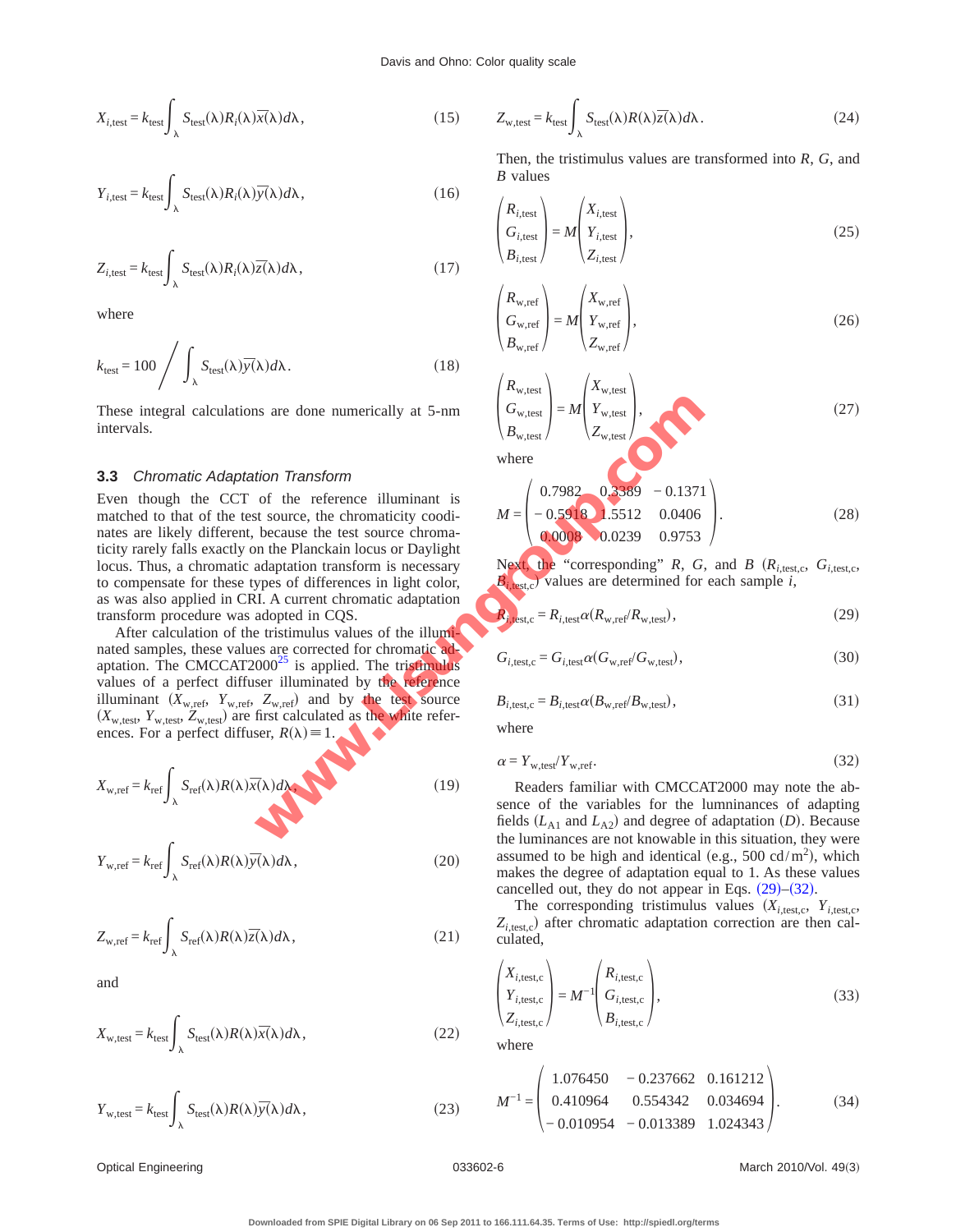$$X_{i,\text{test}} = k_{\text{test}} \int_{\lambda} S_{\text{test}}(\lambda) R_i(\lambda) \bar{x}(\lambda) d\lambda, \tag{15}$$

$$Y_{i,\text{test}} = k_{\text{test}} \int_{\lambda} S_{\text{test}}(\lambda) R_i(\lambda) \bar{y}(\lambda) d\lambda, \tag{16}$$

$$Z_{i,\text{test}} = k_{\text{test}} \int_{\lambda} S_{\text{test}}(\lambda) R_i(\lambda) \bar{z}(\lambda) d\lambda, \tag{17}$$

where

$$k_{\text{test}} = 100 \Big/ \int_{\lambda} S_{\text{test}}(\lambda) \bar{y}(\lambda) d\lambda. \tag{18}$$

These integral calculations are done numerically at 5-nm intervals.

### 3.3 *Chromatic Adaptation Transform*

Even though the CCT of the reference illuminant is matched to that of the test source, the chromaticity coodinates are likely different, because the test source chromaticity rarely falls exactly on the Planckian locus or Daylight locus. Thus, a chromatic adaptation transform is necessary to compensate for these types of differences in light color, as was also applied in CRI. A current chromatic adaptation transform procedure was adopted in CQS.

After calculation of the tristimulus values of the illuminated samples, these values are corrected for chromatic adaptation. The CMCCAT2000[25] is applied. The tristimulus values of a perfect diffuser illuminated by the reference illuminant ($X_{\text{w,ref}}$, $Y_{\text{w,ref}}$, $Z_{\text{w,ref}}$) and by the test source ($X_{\text{w,test}}$, $Y_{\text{w,test}}$, $Z_{\text{w,test}}$) are first calculated as the white references. For a perfect diffuser, $R(\lambda) \equiv 1$.

$$X_{\text{w,ref}} = k_{\text{ref}} \int_{\lambda} S_{\text{ref}}(\lambda) R(\lambda) \bar{x}(\lambda) d\lambda, \tag{19}$$

$$Y_{\text{w,ref}} = k_{\text{ref}} \int_{\lambda} S_{\text{ref}}(\lambda) R(\lambda) \bar{y}(\lambda) d\lambda, \tag{20}$$

$$Z_{\text{w,ref}} = k_{\text{ref}} \int_{\lambda} S_{\text{ref}}(\lambda) R(\lambda) \bar{z}(\lambda) d\lambda, \tag{21}$$

and

$$X_{\text{w,test}} = k_{\text{test}} \int_{\lambda} S_{\text{test}}(\lambda) R(\lambda) \bar{x}(\lambda) d\lambda, \tag{22}$$

$$Y_{\text{w,test}} = k_{\text{test}} \int_{\lambda} S_{\text{test}}(\lambda) R(\lambda) \bar{y}(\lambda) d\lambda, \tag{23}$$

$$Z_{\text{w,test}} = k_{\text{test}} \int_{\lambda} S_{\text{test}}(\lambda) R(\lambda) \bar{z}(\lambda) d\lambda. \tag{24}$$

Then, the tristimulus values are transformed into $R$, $G$, and $B$ values

$$\begin{pmatrix} R_{i,\text{test}} \\ G_{i,\text{test}} \\ B_{i,\text{test}} \end{pmatrix} = M \begin{pmatrix} X_{i,\text{test}} \\ Y_{i,\text{test}} \\ Z_{i,\text{test}} \end{pmatrix}, \tag{25}$$

$$\begin{pmatrix} R_{\text{w,ref}} \\ G_{\text{w,ref}} \\ B_{\text{w,ref}} \end{pmatrix} = M \begin{pmatrix} X_{\text{w,ref}} \\ Y_{\text{w,ref}} \\ Z_{\text{w,ref}} \end{pmatrix}, \tag{26}$$

$$\begin{pmatrix} R_{\text{w,test}} \\ G_{\text{w,test}} \\ B_{\text{w,test}} \end{pmatrix} = M \begin{pmatrix} X_{\text{w,test}} \\ Y_{\text{w,test}} \\ Z_{\text{w,test}} \end{pmatrix}, \tag{27}$$

where

$$M = \begin{pmatrix} 0.7982 & 0.3389 & -0.1371 \\ -0.5918 & 1.5512 & 0.0406 \\ 0.0008 & 0.0239 & 0.9753 \end{pmatrix}. \tag{28}$$

Next, the "corresponding" $R$, $G$, and $B$ ($R_{i,\text{test,c}}$, $G_{i,\text{test,c}}$, $B_{i,\text{test,c}}$) values are determined for each sample $i$,

$$R_{i,\text{test,c}} = R_{i,\text{test}} \alpha (R_{\text{w,ref}} / R_{\text{w,test}}), \tag{29}$$

$$G_{i,\text{test,c}} = G_{i,\text{test}} \alpha (G_{\text{w,ref}} / G_{\text{w,test}}), \tag{30}$$

$$B_{i,\text{test,c}} = B_{i,\text{test}} \alpha (B_{\text{w,ref}} / B_{\text{w,test}}), \tag{31}$$

where

$$\alpha = Y_{\text{w,test}} / Y_{\text{w,ref}}. \tag{32}$$

Readers familiar with CMCCAT2000 may note the absence of the variables for the lumninances of adapting fields ($L_{A1}$ and $L_{A2}$) and degree of adaptation ($D$). Because the luminances are not knowable in this situation, they were assumed to be high and identical (e.g., 500 cd/m$^2$), which makes the degree of adaptation equal to 1. As these values cancelled out, they do not appear in Eqs. (29)–(32).

The corresponding tristimulus values ($X_{i,\text{test,c}}$, $Y_{i,\text{test,c}}$, $Z_{i,\text{test,c}}$) after chromatic adaptation correction are then calculated,

$$\begin{pmatrix} X_{i,\text{test,c}} \\ Y_{i,\text{test,c}} \\ Z_{i,\text{test,c}} \end{pmatrix} = M^{-1} \begin{pmatrix} R_{i,\text{test,c}} \\ G_{i,\text{test,c}} \\ B_{i,\text{test,c}} \end{pmatrix}, \tag{33}$$

where

$$M^{-1} = \begin{pmatrix} 1.076450 & -0.237662 & 0.161212 \\ 0.410964 & 0.554342 & 0.034694 \\ -0.010954 & -0.013389 & 1.024343 \end{pmatrix}. \tag{34}$$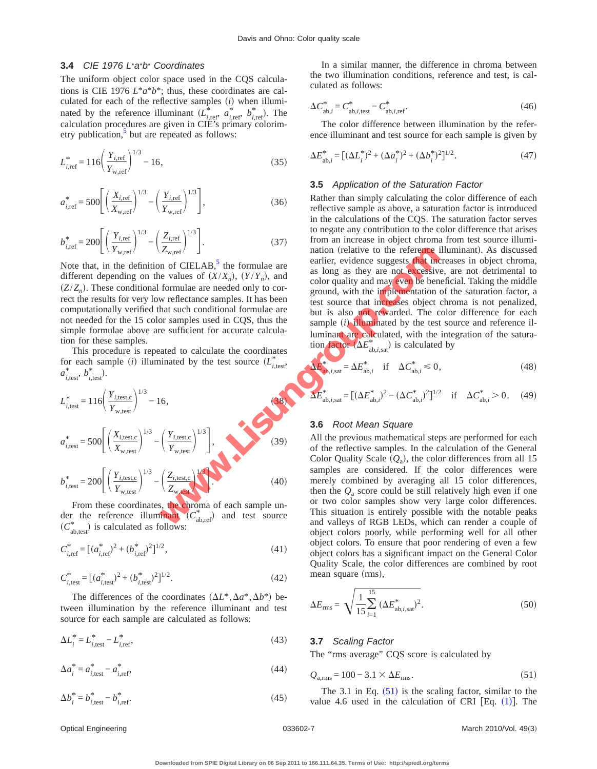### 3.4 *CIE 1976 L\*a\*b\* Coordinates*

The uniform object color space used in the CQS calculations is CIE 1976 $L^*a^*b^*$; thus, these coordinates are calculated for each of the reflective samples $(i)$ when illuminated by the reference illuminant $(L^*_{i,\mathrm{ref}}, a^*_{i,\mathrm{ref}}, b^*_{i,\mathrm{ref}})$. The calculation procedures are given in CIE's primary colorimetry publication,[5] but are repeated as follows:

$$L^*_{i,\mathrm{ref}} = 116\left(\frac{Y_{i,\mathrm{ref}}}{Y_{\mathrm{w,ref}}}\right)^{1/3} - 16, \tag{35}$$

$$a^*_{i,\mathrm{ref}} = 500\left[\left(\frac{X_{i,\mathrm{ref}}}{X_{\mathrm{w,ref}}}\right)^{1/3} - \left(\frac{Y_{i,\mathrm{ref}}}{Y_{\mathrm{w,ref}}}\right)^{1/3}\right], \tag{36}$$

$$b^*_{i,\mathrm{ref}} = 200\left[\left(\frac{Y_{i,\mathrm{ref}}}{Y_{\mathrm{w,ref}}}\right)^{1/3} - \left(\frac{Z_{i,\mathrm{ref}}}{Z_{\mathrm{w,ref}}}\right)^{1/3}\right]. \tag{37}$$

Note that, in the definition of CIELAB,[5] the formulae are different depending on the values of $(X/X_n)$, $(Y/Y_n)$, and $(Z/Z_n)$. These conditional formulae are needed only to correct the results for very low reflectance samples. It has been computationally verified that such conditional formulae are not needed for the 15 color samples used in CQS, thus the simple formulae above are sufficient for accurate calculation for these samples.

This procedure is repeated to calculate the coordinates for each sample $(i)$ illuminated by the test source $(L^*_{i,\mathrm{test}}, a^*_{i,\mathrm{test}}, b^*_{i,\mathrm{test}})$.

$$L^*_{i,\mathrm{test}} = 116\left(\frac{Y_{i,\mathrm{test,c}}}{Y_{\mathrm{w,test}}}\right)^{1/3} - 16, \tag{38}$$

$$a^*_{i,\mathrm{test}} = 500\left[\left(\frac{X_{i,\mathrm{test,c}}}{X_{\mathrm{w,test}}}\right)^{1/3} - \left(\frac{Y_{i,\mathrm{test,c}}}{Y_{\mathrm{w,test}}}\right)^{1/3}\right], \tag{39}$$

$$b^*_{i,\mathrm{test}} = 200\left[\left(\frac{Y_{i,\mathrm{test,c}}}{Y_{\mathrm{w,test}}}\right)^{1/3} - \left(\frac{Z_{i,\mathrm{test,c}}}{Z_{\mathrm{w,test}}}\right)^{1/3}\right]. \tag{40}$$

From these coordinates, the chroma of each sample under the reference illuminant $(C^*_{\mathrm{ab,ref}})$ and test source $(C^*_{\mathrm{ab,test}})$ is calculated as follows:

$$C^*_{i,\mathrm{ref}} = [(a^*_{i,\mathrm{ref}})^2 + (b^*_{i,\mathrm{ref}})^2]^{1/2}, \tag{41}$$

$$C^*_{i,\mathrm{test}} = [(a^*_{i,\mathrm{test}})^2 + (b^*_{i,\mathrm{test}})^2]^{1/2}. \tag{42}$$

The differences of the coordinates $(\Delta L^*, \Delta a^*, \Delta b^*)$ between illumination by the reference illuminant and test source for each sample are calculated as follows:

$$\Delta L^*_i = L^*_{i,\mathrm{test}} - L^*_{i,\mathrm{ref}}, \tag{43}$$

$$\Delta a^*_i = a^*_{i,\mathrm{test}} - a^*_{i,\mathrm{ref}}, \tag{44}$$

$$\Delta b^*_i = b^*_{i,\mathrm{test}} - b^*_{i,\mathrm{ref}}. \tag{45}$$

In a similar manner, the difference in chroma between the two illumination conditions, reference and test, is calculated as follows:

$$\Delta C^*_{\mathrm{ab},i} = C^*_{\mathrm{ab},i,\mathrm{test}} - C^*_{\mathrm{ab},i,\mathrm{ref}}. \tag{46}$$

The color difference between illumination by the reference illuminant and test source for each sample is given by

$$\Delta E^*_{\mathrm{ab},i} = [(\Delta L^*_i)^2 + (\Delta a^*_i)^2 + (\Delta b^*_i)^2]^{1/2}. \tag{47}$$

### 3.5 *Application of the Saturation Factor*

Rather than simply calculating the color difference of each reflective sample as above, a saturation factor is introduced in the calculations of the CQS. The saturation factor serves to negate any contribution to the color difference that arises from an increase in object chroma from test source illumination (relative to the reference illuminant). As discussed earlier, evidence suggests that increases in object chroma, as long as they are not excessive, are not detrimental to color quality and may even be beneficial. Taking the middle ground, with the implementation of the saturation factor, a test source that increases object chroma is not penalized, but is also not rewarded. The color difference for each sample $(i)$ illuminated by the test source and reference illuminant are calculated, with the integration of the saturation factor $(\Delta E^*_{\mathrm{ab},i,\mathrm{sat}})$ is calculated by

$$\Delta E^*_{\mathrm{ab},i,\mathrm{sat}} = \Delta E^*_{\mathrm{ab},i} \quad \text{if} \quad \Delta C^*_{\mathrm{ab},i} \leq 0, \tag{48}$$

$$\Delta E^*_{\mathrm{ab},i,\mathrm{sat}} = [(\Delta E^*_{\mathrm{ab},i})^2 - (\Delta C^*_{\mathrm{ab},i})^2]^{1/2} \quad \text{if} \quad \Delta C^*_{\mathrm{ab},i} > 0. \tag{49}$$

### 3.6 *Root Mean Square*

All the previous mathematical steps are performed for each of the reflective samples. In the calculation of the General Color Quality Scale $(Q_a)$, the color differences from all 15 samples are considered. If the color differences were merely combined by averaging all 15 color differences, then the $Q_a$ score could be still relatively high even if one or two color samples show very large color differences. This situation is entirely possible with the notable peaks and valleys of RGB LEDs, which can render a couple of object colors poorly, while performing well for all other object colors. To ensure that poor rendering of even a few object colors has a significant impact on the General Color Quality Scale, the color differences are combined by root mean square (rms),

$$\Delta E_{\mathrm{rms}} = \sqrt{\frac{1}{15}\sum_{i=1}^{15}(\Delta E^*_{\mathrm{ab},i,\mathrm{sat}})^2}. \tag{50}$$

### 3.7 *Scaling Factor*

The "rms average" CQS score is calculated by

$$Q_{\mathrm{a,rms}} = 100 - 3.1 \times \Delta E_{\mathrm{rms}}. \tag{51}$$

The 3.1 in Eq. (51) is the scaling factor, similar to the value 4.6 used in the calculation of CRI [Eq. (1)]. The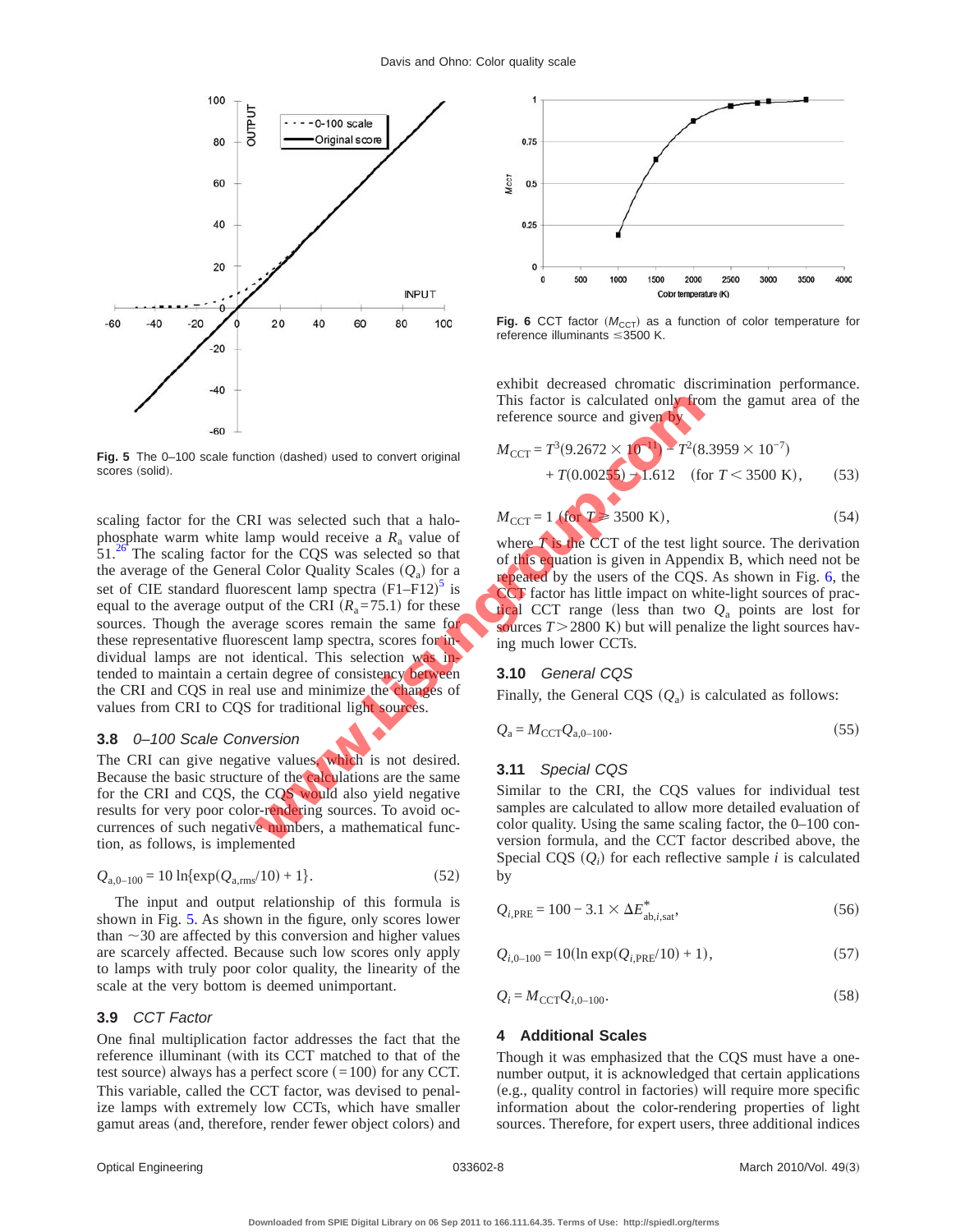Fig. 5 The 0–100 scale function (dashed) used to convert original scores (solid).

Fig. 6 CCT factor ($M_{CCT}$) as a function of color temperature for reference illuminants ≤3500 K.

scaling factor for the CRI was selected such that a halophosphate warm white lamp would receive a $R_a$ value of 51.[26] The scaling factor for the CQS was selected so that the average of the General Color Quality Scales ($Q_a$) for a set of CIE standard fluorescent lamp spectra (F1–F12)[5] is equal to the average output of the CRI ($R_a$=75.1) for these sources. Though the average scores remain the same for these representative fluorescent lamp spectra, scores for individual lamps are not identical. This selection was intended to maintain a certain degree of consistency between the CRI and CQS in real use and minimize the changes of values from CRI to CQS for traditional light sources.

### 3.8 0–100 Scale Conversion

The CRI can give negative values, which is not desired. Because the basic structure of the calculations are the same for the CRI and CQS, the CQS would also yield negative results for very poor color-rendering sources. To avoid occurrences of such negative numbers, a mathematical function, as follows, is implemented

$$Q_{a,0\text{–}100} = 10 \ln\{\exp(Q_{a,rms}/10) + 1\}. \tag{52}$$

The input and output relationship of this formula is shown in Fig. 5. As shown in the figure, only scores lower than ~30 are affected by this conversion and higher values are scarcely affected. Because such low scores only apply to lamps with truly poor color quality, the linearity of the scale at the very bottom is deemed unimportant.

### 3.9 CCT Factor

One final multiplication factor addresses the fact that the reference illuminant (with its CCT matched to that of the test source) always has a perfect score (=100) for any CCT. This variable, called the CCT factor, was devised to penalize lamps with extremely low CCTs, which have smaller gamut areas (and, therefore, render fewer object colors) and exhibit decreased chromatic discrimination performance. This factor is calculated only from the gamut area of the reference source and given by

$$M_{CCT} = T^3(9.2672 \times 10^{-11}) - T^2(8.3959 \times 10^{-7}) + T(0.00255) - 1.612 \quad (\text{for } T < 3500 \text{ K}), \tag{53}$$

$$M_{CCT} = 1 \ (\text{for } T \geq 3500 \text{ K}), \tag{54}$$

where $T$ is the CCT of the test light source. The derivation of this equation is given in Appendix B, which need not be repeated by the users of the CQS. As shown in Fig. 6, the CCT factor has little impact on white-light sources of practical CCT range (less than two $Q_a$ points are lost for sources $T > 2800$ K) but will penalize the light sources having much lower CCTs.

### 3.10 General CQS

Finally, the General CQS ($Q_a$) is calculated as follows:

$$Q_a = M_{CCT} Q_{a,0\text{–}100}. \tag{55}$$

### 3.11 Special CQS

Similar to the CRI, the CQS values for individual test samples are calculated to allow more detailed evaluation of color quality. Using the same scaling factor, the 0–100 conversion formula, and the CCT factor described above, the Special CQS ($Q_i$) for each reflective sample $i$ is calculated by

$$Q_{i,PRE} = 100 - 3.1 \times \Delta E^*_{ab,i,sat}, \tag{56}$$

$$Q_{i,0\text{–}100} = 10(\ln \exp(Q_{i,PRE}/10) + 1), \tag{57}$$

$$Q_i = M_{CCT} Q_{i,0\text{–}100}. \tag{58}$$

## 4 Additional Scales

Though it was emphasized that the CQS must have a one-number output, it is acknowledged that certain applications (e.g., quality control in factories) will require more specific information about the color-rendering properties of light sources. Therefore, for expert users, three additional indices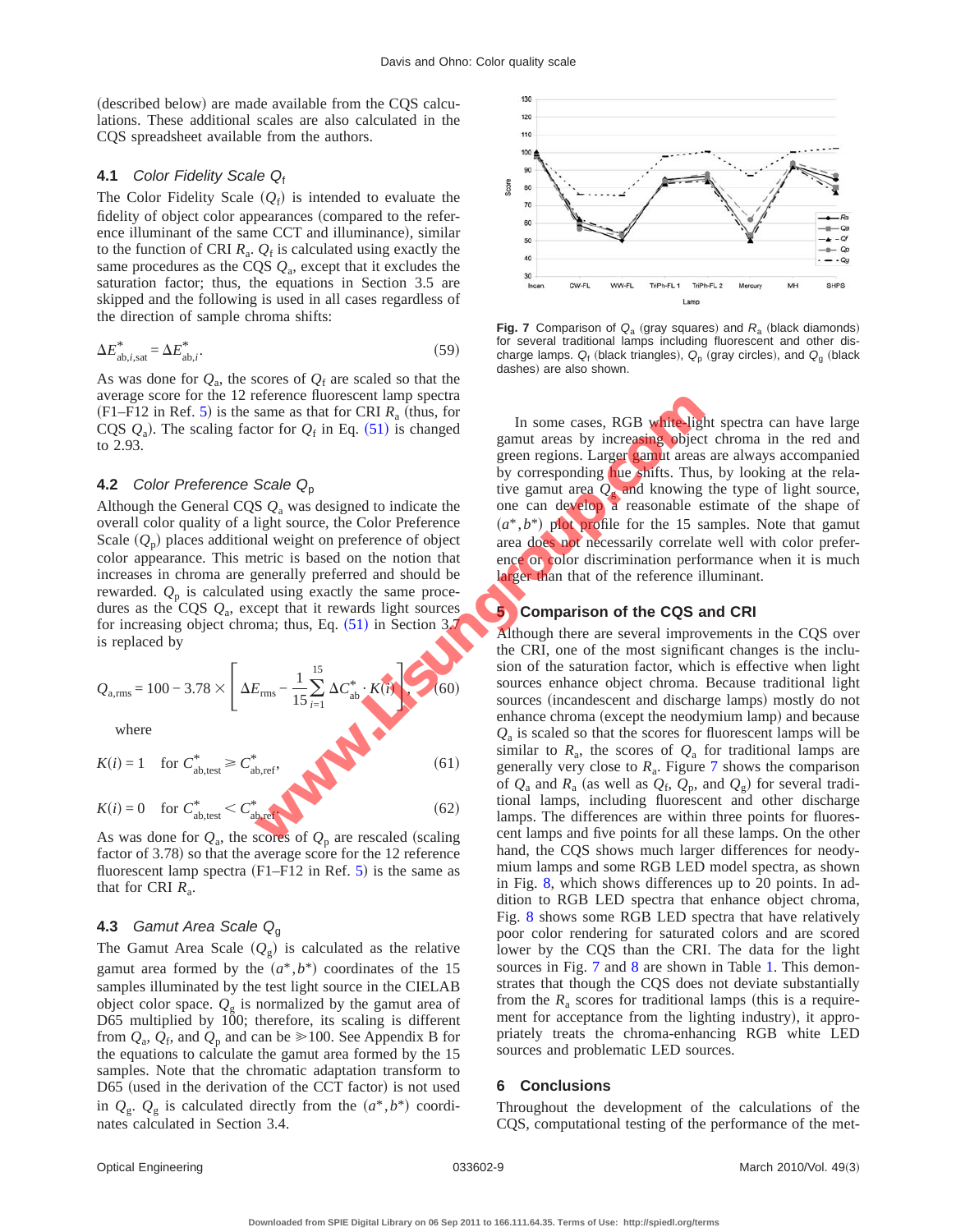(described below) are made available from the CQS calculations. These additional scales are also calculated in the CQS spreadsheet available from the authors.

### 4.1 *Color Fidelity Scale* $Q_f$

The Color Fidelity Scale ($Q_f$) is intended to evaluate the fidelity of object color appearances (compared to the reference illuminant of the same CCT and illuminance), similar to the function of CRI $R_a$. $Q_f$ is calculated using exactly the same procedures as the CQS $Q_a$, except that it excludes the saturation factor; thus, the equations in Section 3.5 are skipped and the following is used in all cases regardless of the direction of sample chroma shifts:

$$\Delta E^*_{ab,i,sat} = \Delta E^*_{ab,i}. \tag{59}$$

As was done for $Q_a$, the scores of $Q_f$ are scaled so that the average score for the 12 reference fluorescent lamp spectra (F1–F12 in Ref. 5) is the same as that for CRI $R_a$ (thus, for CQS $Q_a$). The scaling factor for $Q_f$ in Eq. (51) is changed to 2.93.

### 4.2 *Color Preference Scale* $Q_p$

Although the General CQS $Q_a$ was designed to indicate the overall color quality of a light source, the Color Preference Scale ($Q_p$) places additional weight on preference of object color appearance. This metric is based on the notion that increases in chroma are generally preferred and should be rewarded. $Q_p$ is calculated using exactly the same procedures as the CQS $Q_a$, except that it rewards light sources for increasing object chroma; thus, Eq. (51) in Section 3.7 is replaced by

$$Q_{a,rms} = 100 - 3.78 \times \left[\Delta E_{rms} - \frac{1}{15}\sum_{i=1}^{15} \Delta C^*_{ab} \cdot K(i)\right], \tag{60}$$

where

$$K(i) = 1 \quad \text{for } C^*_{ab,test} \geq C^*_{ab,ref}, \tag{61}$$

$$K(i) = 0 \quad \text{for } C^*_{ab,test} < C^*_{ab,ref}. \tag{62}$$

As was done for $Q_a$, the scores of $Q_p$ are rescaled (scaling factor of 3.78) so that the average score for the 12 reference fluorescent lamp spectra (F1–F12 in Ref. 5) is the same as that for CRI $R_a$.

### 4.3 *Gamut Area Scale* $Q_g$

The Gamut Area Scale ($Q_g$) is calculated as the relative gamut area formed by the $(a^*, b^*)$ coordinates of the 15 samples illuminated by the test light source in the CIELAB object color space. $Q_g$ is normalized by the gamut area of D65 multiplied by 100; therefore, its scaling is different from $Q_a$, $Q_f$, and $Q_p$ and can be $\geq 100$. See Appendix B for the equations to calculate the gamut area formed by the 15 samples. Note that the chromatic adaptation transform to D65 (used in the derivation of the CCT factor) is not used in $Q_g$. $Q_g$ is calculated directly from the $(a^*, b^*)$ coordinates calculated in Section 3.4.

**Fig. 7** Comparison of $Q_a$ (gray squares) and $R_a$ (black diamonds) for several traditional lamps including fluorescent and other discharge lamps. $Q_f$ (black triangles), $Q_p$ (gray circles), and $Q_g$ (black dashes) are also shown.

In some cases, RGB white-light spectra can have large gamut areas by increasing object chroma in the red and green regions. Larger gamut areas are always accompanied by corresponding hue shifts. Thus, by looking at the relative gamut area $Q_g$ and knowing the type of light source, one can develop a reasonable estimate of the shape of $(a^*, b^*)$ plot profile for the 15 samples. Note that gamut area does not necessarily correlate well with color preference or color discrimination performance when it is much larger than that of the reference illuminant.

## 5 Comparison of the CQS and CRI

Although there are several improvements in the CQS over the CRI, one of the most significant changes is the inclusion of the saturation factor, which is effective when light sources enhance object chroma. Because traditional light sources (incandescent and discharge lamps) mostly do not enhance chroma (except the neodymium lamp) and because $Q_a$ is scaled so that the scores for fluorescent lamps will be similar to $R_a$, the scores of $Q_a$ for traditional lamps are generally very close to $R_a$. Figure 7 shows the comparison of $Q_a$ and $R_a$ (as well as $Q_f$, $Q_p$, and $Q_g$) for several traditional lamps, including fluorescent and other discharge lamps. The differences are within three points for fluorescent lamps and five points for all these lamps. On the other hand, the CQS shows much larger differences for neodymium lamps and some RGB LED model spectra, as shown in Fig. 8, which shows differences up to 20 points. In addition to RGB LED spectra that enhance object chroma, Fig. 8 shows some RGB LED spectra that have relatively poor color rendering for saturated colors and are scored lower by the CQS than the CRI. The data for the light sources in Fig. 7 and 8 are shown in Table 1. This demonstrates that though the CQS does not deviate substantially from the $R_a$ scores for traditional lamps (this is a requirement for acceptance from the lighting industry), it appropriately treats the chroma-enhancing RGB white LED sources and problematic LED sources.

## 6 Conclusions

Throughout the development of the calculations of the CQS, computational testing of the performance of the met-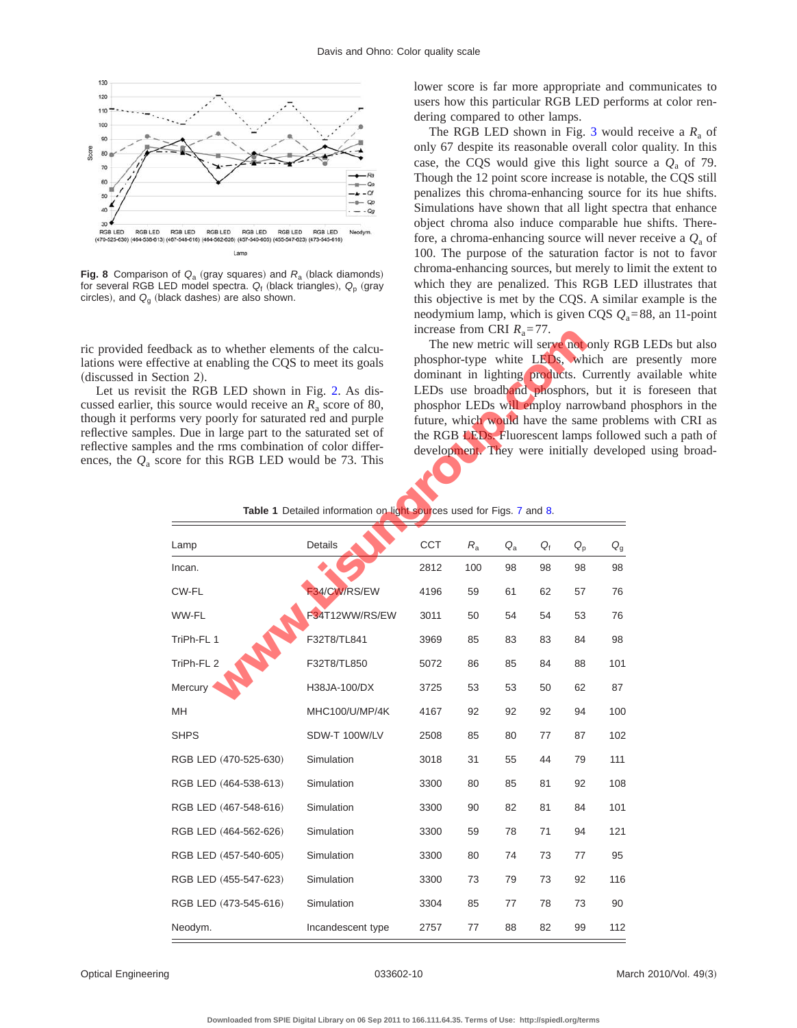Fig. 8 Comparison of $Q_a$ (gray squares) and $R_a$ (black diamonds) for several RGB LED model spectra. $Q_f$ (black triangles), $Q_p$ (gray circles), and $Q_g$ (black dashes) are also shown.

ric provided feedback as to whether elements of the calculations were effective at enabling the CQS to meet its goals (discussed in Section 2).

Let us revisit the RGB LED shown in Fig. 2. As discussed earlier, this source would receive an $R_a$ score of 80, though it performs very poorly for saturated red and purple reflective samples. Due in large part to the saturated set of reflective samples and the rms combination of color differences, the $Q_a$ score for this RGB LED would be 73. This lower score is far more appropriate and communicates to users how this particular RGB LED performs at color rendering compared to other lamps.

The RGB LED shown in Fig. 3 would receive a $R_a$ of only 67 despite its reasonable overall color quality. In this case, the CQS would give this light source a $Q_a$ of 79. Though the 12 point score increase is notable, the CQS still penalizes this chroma-enhancing source for its hue shifts. Simulations have shown that all light spectra that enhance object chroma also induce comparable hue shifts. Therefore, a chroma-enhancing source will never receive a $Q_a$ of 100. The purpose of the saturation factor is not to favor chroma-enhancing sources, but merely to limit the extent to which they are penalized. This RGB LED illustrates that this objective is met by the CQS. A similar example is the neodymium lamp, which is given CQS $Q_a$=88, an 11-point increase from CRI $R_a$=77.

The new metric will serve not only RGB LEDs but also phosphor-type white LEDs, which are presently more dominant in lighting products. Currently available white LEDs use broadband phosphors, but it is foreseen that phosphor LEDs will employ narrowband phosphors in the future, which would have the same problems with CRI as the RGB LEDs. Fluorescent lamps followed such a path of development. They were initially developed using broad-

**Table 1** Detailed information on light sources used for Figs. 7 and 8.

| Lamp | Details | CCT | $R_a$ | $Q_a$ | $Q_f$ | $Q_p$ | $Q_g$ |
|---|---|---|---|---|---|---|---|
| Incan. | | 2812 | 100 | 98 | 98 | 98 | 98 |
| CW-FL | F34/CW/RS/EW | 4196 | 59 | 61 | 62 | 57 | 76 |
| WW-FL | F34T12WW/RS/EW | 3011 | 50 | 54 | 54 | 53 | 76 |
| TriPh-FL 1 | F32T8/TL841 | 3969 | 85 | 83 | 83 | 84 | 98 |
| TriPh-FL 2 | F32T8/TL850 | 5072 | 86 | 85 | 84 | 88 | 101 |
| Mercury | H38JA-100/DX | 3725 | 53 | 53 | 50 | 62 | 87 |
| MH | MHC100/U/MP/4K | 4167 | 92 | 92 | 92 | 94 | 100 |
| SHPS | SDW-T 100W/LV | 2508 | 85 | 80 | 77 | 87 | 102 |
| RGB LED (470-525-630) | Simulation | 3018 | 31 | 55 | 44 | 79 | 111 |
| RGB LED (464-538-613) | Simulation | 3300 | 80 | 85 | 81 | 92 | 108 |
| RGB LED (467-548-616) | Simulation | 3300 | 90 | 82 | 81 | 84 | 101 |
| RGB LED (464-562-626) | Simulation | 3300 | 59 | 78 | 71 | 94 | 121 |
| RGB LED (457-540-605) | Simulation | 3300 | 80 | 74 | 73 | 77 | 95 |
| RGB LED (455-547-623) | Simulation | 3300 | 73 | 79 | 73 | 92 | 116 |
| RGB LED (473-545-616) | Simulation | 3304 | 85 | 77 | 78 | 73 | 90 |
| Neodym. | Incandescent type | 2757 | 77 | 88 | 82 | 99 | 112 |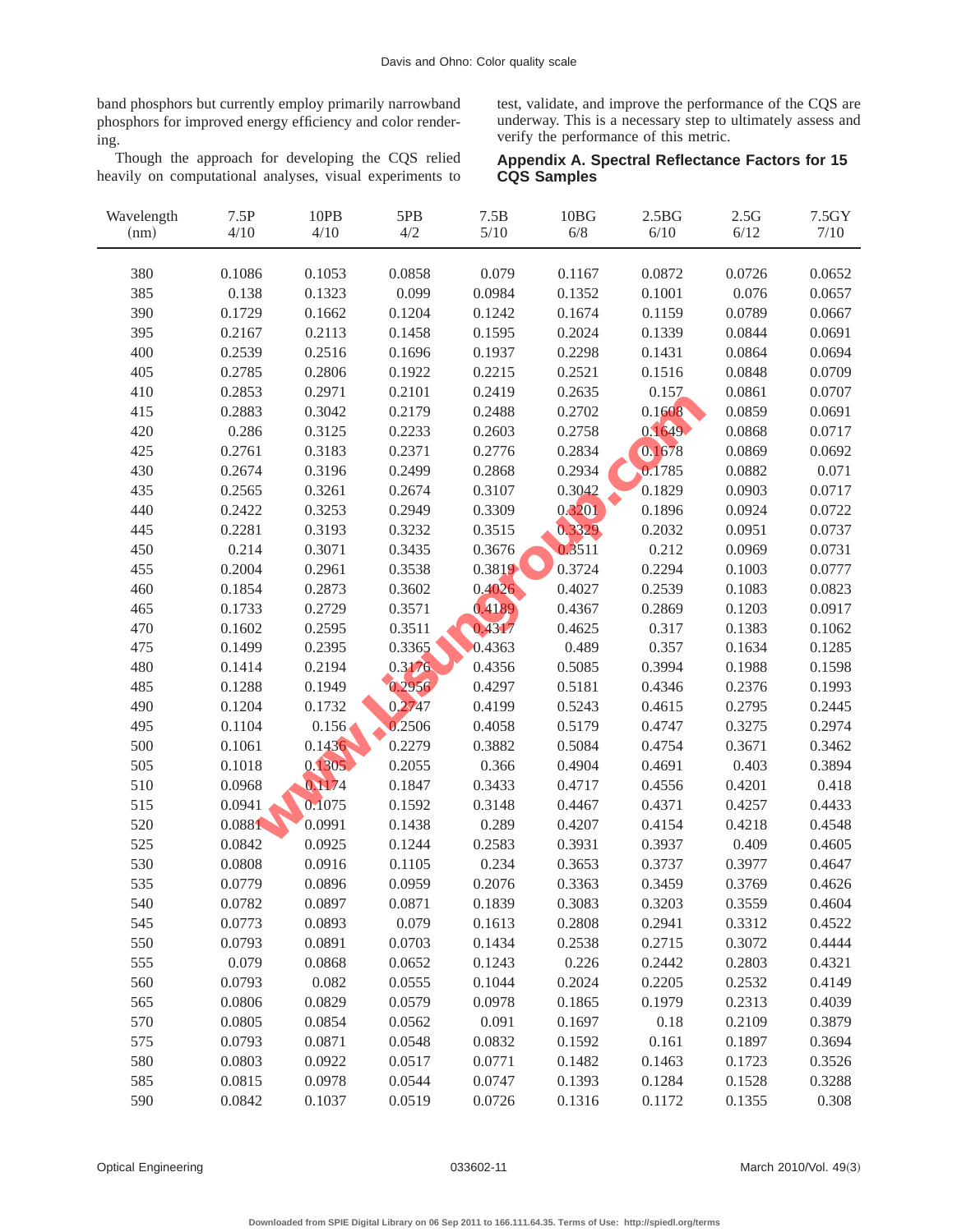band phosphors but currently employ primarily narrowband phosphors for improved energy efficiency and color rendering.

Though the approach for developing the CQS relied heavily on computational analyses, visual experiments to test, validate, and improve the performance of the CQS are underway. This is a necessary step to ultimately assess and verify the performance of this metric.

## Appendix A. Spectral Reflectance Factors for 15 CQS Samples

| Wavelength (nm) | 7.5P 4/10 | 10PB 4/10 | 5PB 4/2 | 7.5B 5/10 | 10BG 6/8 | 2.5BG 6/10 | 2.5G 6/12 | 7.5GY 7/10 |
|---|---|---|---|---|---|---|---|---|
| 380 | 0.1086 | 0.1053 | 0.0858 | 0.079 | 0.1167 | 0.0872 | 0.0726 | 0.0652 |
| 385 | 0.138 | 0.1323 | 0.099 | 0.0984 | 0.1352 | 0.1001 | 0.076 | 0.0657 |
| 390 | 0.1729 | 0.1662 | 0.1204 | 0.1242 | 0.1674 | 0.1159 | 0.0789 | 0.0667 |
| 395 | 0.2167 | 0.2113 | 0.1458 | 0.1595 | 0.2024 | 0.1339 | 0.0844 | 0.0691 |
| 400 | 0.2539 | 0.2516 | 0.1696 | 0.1937 | 0.2298 | 0.1431 | 0.0864 | 0.0694 |
| 405 | 0.2785 | 0.2806 | 0.1922 | 0.2215 | 0.2521 | 0.1516 | 0.0848 | 0.0709 |
| 410 | 0.2853 | 0.2971 | 0.2101 | 0.2419 | 0.2635 | 0.157 | 0.0861 | 0.0707 |
| 415 | 0.2883 | 0.3042 | 0.2179 | 0.2488 | 0.2702 | 0.1608 | 0.0859 | 0.0691 |
| 420 | 0.286 | 0.3125 | 0.2233 | 0.2603 | 0.2758 | 0.1649 | 0.0868 | 0.0717 |
| 425 | 0.2761 | 0.3183 | 0.2371 | 0.2776 | 0.2834 | 0.1678 | 0.0869 | 0.0692 |
| 430 | 0.2674 | 0.3196 | 0.2499 | 0.2868 | 0.2934 | 0.1785 | 0.0882 | 0.071 |
| 435 | 0.2565 | 0.3261 | 0.2674 | 0.3107 | 0.3042 | 0.1829 | 0.0903 | 0.0717 |
| 440 | 0.2422 | 0.3253 | 0.2949 | 0.3309 | 0.3201 | 0.1896 | 0.0924 | 0.0722 |
| 445 | 0.2281 | 0.3193 | 0.3232 | 0.3515 | 0.3329 | 0.2032 | 0.0951 | 0.0737 |
| 450 | 0.214 | 0.3071 | 0.3435 | 0.3676 | 0.3511 | 0.212 | 0.0969 | 0.0731 |
| 455 | 0.2004 | 0.2961 | 0.3538 | 0.3819 | 0.3724 | 0.2294 | 0.1003 | 0.0777 |
| 460 | 0.1854 | 0.2873 | 0.3602 | 0.4026 | 0.4027 | 0.2539 | 0.1083 | 0.0823 |
| 465 | 0.1733 | 0.2729 | 0.3571 | 0.4189 | 0.4367 | 0.2869 | 0.1203 | 0.0917 |
| 470 | 0.1602 | 0.2595 | 0.3511 | 0.4317 | 0.4625 | 0.317 | 0.1383 | 0.1062 |
| 475 | 0.1499 | 0.2395 | 0.3365 | 0.4363 | 0.489 | 0.357 | 0.1634 | 0.1285 |
| 480 | 0.1414 | 0.2194 | 0.3176 | 0.4356 | 0.5085 | 0.3994 | 0.1988 | 0.1598 |
| 485 | 0.1288 | 0.1949 | 0.2956 | 0.4297 | 0.5181 | 0.4346 | 0.2376 | 0.1993 |
| 490 | 0.1204 | 0.1732 | 0.2747 | 0.4199 | 0.5243 | 0.4615 | 0.2795 | 0.2445 |
| 495 | 0.1104 | 0.156 | 0.2506 | 0.4058 | 0.5179 | 0.4747 | 0.3275 | 0.2974 |
| 500 | 0.1061 | 0.1436 | 0.2279 | 0.3882 | 0.5084 | 0.4754 | 0.3671 | 0.3462 |
| 505 | 0.1018 | 0.1305 | 0.2055 | 0.366 | 0.4904 | 0.4691 | 0.403 | 0.3894 |
| 510 | 0.0968 | 0.1174 | 0.1847 | 0.3433 | 0.4717 | 0.4556 | 0.4201 | 0.418 |
| 515 | 0.0941 | 0.1075 | 0.1592 | 0.3148 | 0.4467 | 0.4371 | 0.4257 | 0.4433 |
| 520 | 0.0881 | 0.0991 | 0.1438 | 0.289 | 0.4207 | 0.4154 | 0.4218 | 0.4548 |
| 525 | 0.0842 | 0.0925 | 0.1244 | 0.2583 | 0.3931 | 0.3937 | 0.409 | 0.4605 |
| 530 | 0.0808 | 0.0916 | 0.1105 | 0.234 | 0.3653 | 0.3737 | 0.3977 | 0.4647 |
| 535 | 0.0779 | 0.0896 | 0.0959 | 0.2076 | 0.3363 | 0.3459 | 0.3769 | 0.4626 |
| 540 | 0.0782 | 0.0897 | 0.0871 | 0.1839 | 0.3083 | 0.3203 | 0.3559 | 0.4604 |
| 545 | 0.0773 | 0.0893 | 0.079 | 0.1613 | 0.2808 | 0.2941 | 0.3312 | 0.4522 |
| 550 | 0.0793 | 0.0891 | 0.0703 | 0.1434 | 0.2538 | 0.2715 | 0.3072 | 0.4444 |
| 555 | 0.079 | 0.0868 | 0.0652 | 0.1243 | 0.226 | 0.2442 | 0.2803 | 0.4321 |
| 560 | 0.0793 | 0.082 | 0.0555 | 0.1044 | 0.2024 | 0.2205 | 0.2532 | 0.4149 |
| 565 | 0.0806 | 0.0829 | 0.0579 | 0.0978 | 0.1865 | 0.1979 | 0.2313 | 0.4039 |
| 570 | 0.0805 | 0.0854 | 0.0562 | 0.091 | 0.1697 | 0.18 | 0.2109 | 0.3879 |
| 575 | 0.0793 | 0.0871 | 0.0548 | 0.0832 | 0.1592 | 0.161 | 0.1897 | 0.3694 |
| 580 | 0.0803 | 0.0922 | 0.0517 | 0.0771 | 0.1482 | 0.1463 | 0.1723 | 0.3526 |
| 585 | 0.0815 | 0.0978 | 0.0544 | 0.0747 | 0.1393 | 0.1284 | 0.1528 | 0.3288 |
| 590 | 0.0842 | 0.1037 | 0.0519 | 0.0726 | 0.1316 | 0.1172 | 0.1355 | 0.308 |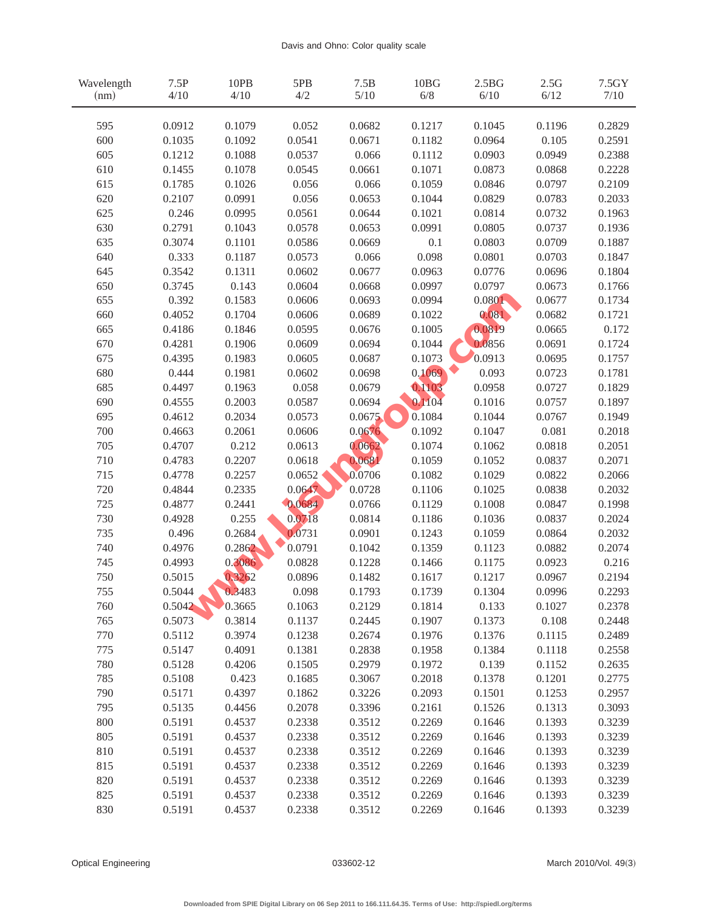| Wavelength (nm) | 7.5P 4/10 | 10PB 4/10 | 5PB 4/2 | 7.5B 5/10 | 10BG 6/8 | 2.5BG 6/10 | 2.5G 6/12 | 7.5GY 7/10 |
|---|---|---|---|---|---|---|---|---|
| 595 | 0.0912 | 0.1079 | 0.052 | 0.0682 | 0.1217 | 0.1045 | 0.1196 | 0.2829 |
| 600 | 0.1035 | 0.1092 | 0.0541 | 0.0671 | 0.1182 | 0.0964 | 0.105 | 0.2591 |
| 605 | 0.1212 | 0.1088 | 0.0537 | 0.066 | 0.1112 | 0.0903 | 0.0949 | 0.2388 |
| 610 | 0.1455 | 0.1078 | 0.0545 | 0.0661 | 0.1071 | 0.0873 | 0.0868 | 0.2228 |
| 615 | 0.1785 | 0.1026 | 0.056 | 0.066 | 0.1059 | 0.0846 | 0.0797 | 0.2109 |
| 620 | 0.2107 | 0.0991 | 0.056 | 0.0653 | 0.1044 | 0.0829 | 0.0783 | 0.2033 |
| 625 | 0.246 | 0.0995 | 0.0561 | 0.0644 | 0.1021 | 0.0814 | 0.0732 | 0.1963 |
| 630 | 0.2791 | 0.1043 | 0.0578 | 0.0653 | 0.0991 | 0.0805 | 0.0737 | 0.1936 |
| 635 | 0.3074 | 0.1101 | 0.0586 | 0.0669 | 0.1 | 0.0803 | 0.0709 | 0.1887 |
| 640 | 0.333 | 0.1187 | 0.0573 | 0.066 | 0.098 | 0.0801 | 0.0703 | 0.1847 |
| 645 | 0.3542 | 0.1311 | 0.0602 | 0.0677 | 0.0963 | 0.0776 | 0.0696 | 0.1804 |
| 650 | 0.3745 | 0.143 | 0.0604 | 0.0668 | 0.0997 | 0.0797 | 0.0673 | 0.1766 |
| 655 | 0.392 | 0.1583 | 0.0606 | 0.0693 | 0.0994 | 0.0801 | 0.0677 | 0.1734 |
| 660 | 0.4052 | 0.1704 | 0.0606 | 0.0689 | 0.1022 | 0.081 | 0.0682 | 0.1721 |
| 665 | 0.4186 | 0.1846 | 0.0595 | 0.0676 | 0.1005 | 0.0819 | 0.0665 | 0.172 |
| 670 | 0.4281 | 0.1906 | 0.0609 | 0.0694 | 0.1044 | 0.0856 | 0.0691 | 0.1724 |
| 675 | 0.4395 | 0.1983 | 0.0605 | 0.0687 | 0.1073 | 0.0913 | 0.0695 | 0.1757 |
| 680 | 0.444 | 0.1981 | 0.0602 | 0.0698 | 0.1069 | 0.093 | 0.0723 | 0.1781 |
| 685 | 0.4497 | 0.1963 | 0.058 | 0.0679 | 0.1103 | 0.0958 | 0.0727 | 0.1829 |
| 690 | 0.4555 | 0.2003 | 0.0587 | 0.0694 | 0.1104 | 0.1016 | 0.0757 | 0.1897 |
| 695 | 0.4612 | 0.2034 | 0.0573 | 0.0675 | 0.1084 | 0.1044 | 0.0767 | 0.1949 |
| 700 | 0.4663 | 0.2061 | 0.0606 | 0.0676 | 0.1092 | 0.1047 | 0.081 | 0.2018 |
| 705 | 0.4707 | 0.212 | 0.0613 | 0.0662 | 0.1074 | 0.1062 | 0.0818 | 0.2051 |
| 710 | 0.4783 | 0.2207 | 0.0618 | 0.0681 | 0.1059 | 0.1052 | 0.0837 | 0.2071 |
| 715 | 0.4778 | 0.2257 | 0.0652 | 0.0706 | 0.1082 | 0.1029 | 0.0822 | 0.2066 |
| 720 | 0.4844 | 0.2335 | 0.0647 | 0.0728 | 0.1106 | 0.1025 | 0.0838 | 0.2032 |
| 725 | 0.4877 | 0.2441 | 0.0684 | 0.0766 | 0.1129 | 0.1008 | 0.0847 | 0.1998 |
| 730 | 0.4928 | 0.255 | 0.0718 | 0.0814 | 0.1186 | 0.1036 | 0.0837 | 0.2024 |
| 735 | 0.496 | 0.2684 | 0.0731 | 0.0901 | 0.1243 | 0.1059 | 0.0864 | 0.2032 |
| 740 | 0.4976 | 0.2862 | 0.0791 | 0.1042 | 0.1359 | 0.1123 | 0.0882 | 0.2074 |
| 745 | 0.4993 | 0.3086 | 0.0828 | 0.1228 | 0.1466 | 0.1175 | 0.0923 | 0.216 |
| 750 | 0.5015 | 0.3262 | 0.0896 | 0.1482 | 0.1617 | 0.1217 | 0.0967 | 0.2194 |
| 755 | 0.5044 | 0.3483 | 0.098 | 0.1793 | 0.1739 | 0.1304 | 0.0996 | 0.2293 |
| 760 | 0.5042 | 0.3665 | 0.1063 | 0.2129 | 0.1814 | 0.133 | 0.1027 | 0.2378 |
| 765 | 0.5073 | 0.3814 | 0.1137 | 0.2445 | 0.1907 | 0.1373 | 0.108 | 0.2448 |
| 770 | 0.5112 | 0.3974 | 0.1238 | 0.2674 | 0.1976 | 0.1376 | 0.1115 | 0.2489 |
| 775 | 0.5147 | 0.4091 | 0.1381 | 0.2838 | 0.1958 | 0.1384 | 0.1118 | 0.2558 |
| 780 | 0.5128 | 0.4206 | 0.1505 | 0.2979 | 0.1972 | 0.139 | 0.1152 | 0.2635 |
| 785 | 0.5108 | 0.423 | 0.1685 | 0.3067 | 0.2018 | 0.1378 | 0.1201 | 0.2775 |
| 790 | 0.5171 | 0.4397 | 0.1862 | 0.3226 | 0.2093 | 0.1501 | 0.1253 | 0.2957 |
| 795 | 0.5135 | 0.4456 | 0.2078 | 0.3396 | 0.2161 | 0.1526 | 0.1313 | 0.3093 |
| 800 | 0.5191 | 0.4537 | 0.2338 | 0.3512 | 0.2269 | 0.1646 | 0.1393 | 0.3239 |
| 805 | 0.5191 | 0.4537 | 0.2338 | 0.3512 | 0.2269 | 0.1646 | 0.1393 | 0.3239 |
| 810 | 0.5191 | 0.4537 | 0.2338 | 0.3512 | 0.2269 | 0.1646 | 0.1393 | 0.3239 |
| 815 | 0.5191 | 0.4537 | 0.2338 | 0.3512 | 0.2269 | 0.1646 | 0.1393 | 0.3239 |
| 820 | 0.5191 | 0.4537 | 0.2338 | 0.3512 | 0.2269 | 0.1646 | 0.1393 | 0.3239 |
| 825 | 0.5191 | 0.4537 | 0.2338 | 0.3512 | 0.2269 | 0.1646 | 0.1393 | 0.3239 |
| 830 | 0.5191 | 0.4537 | 0.2338 | 0.3512 | 0.2269 | 0.1646 | 0.1393 | 0.3239 |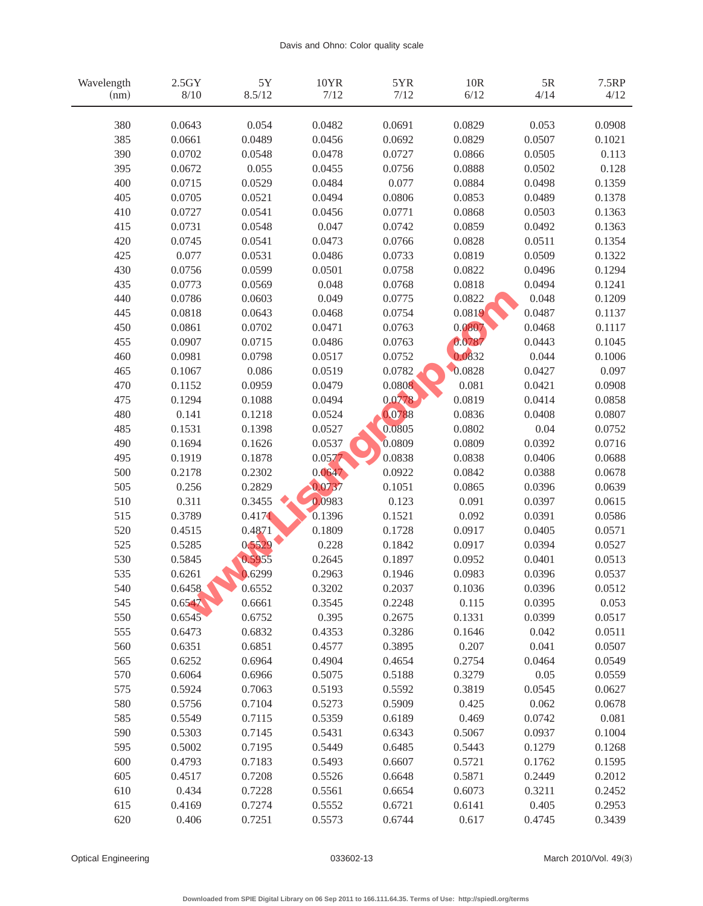| Wavelength (nm) | 2.5GY 8/10 | 5Y 8.5/12 | 10YR 7/12 | 5YR 7/12 | 10R 6/12 | 5R 4/14 | 7.5RP 4/12 |
|---|---|---|---|---|---|---|---|
| 380 | 0.0643 | 0.054 | 0.0482 | 0.0691 | 0.0829 | 0.053 | 0.0908 |
| 385 | 0.0661 | 0.0489 | 0.0456 | 0.0692 | 0.0829 | 0.0507 | 0.1021 |
| 390 | 0.0702 | 0.0548 | 0.0478 | 0.0727 | 0.0866 | 0.0505 | 0.113 |
| 395 | 0.0672 | 0.055 | 0.0455 | 0.0756 | 0.0888 | 0.0502 | 0.128 |
| 400 | 0.0715 | 0.0529 | 0.0484 | 0.077 | 0.0884 | 0.0498 | 0.1359 |
| 405 | 0.0705 | 0.0521 | 0.0494 | 0.0806 | 0.0853 | 0.0489 | 0.1378 |
| 410 | 0.0727 | 0.0541 | 0.0456 | 0.0771 | 0.0868 | 0.0503 | 0.1363 |
| 415 | 0.0731 | 0.0548 | 0.047 | 0.0742 | 0.0859 | 0.0492 | 0.1363 |
| 420 | 0.0745 | 0.0541 | 0.0473 | 0.0766 | 0.0828 | 0.0511 | 0.1354 |
| 425 | 0.077 | 0.0531 | 0.0486 | 0.0733 | 0.0819 | 0.0509 | 0.1322 |
| 430 | 0.0756 | 0.0599 | 0.0501 | 0.0758 | 0.0822 | 0.0496 | 0.1294 |
| 435 | 0.0773 | 0.0569 | 0.048 | 0.0768 | 0.0818 | 0.0494 | 0.1241 |
| 440 | 0.0786 | 0.0603 | 0.049 | 0.0775 | 0.0822 | 0.048 | 0.1209 |
| 445 | 0.0818 | 0.0643 | 0.0468 | 0.0754 | 0.0819 | 0.0487 | 0.1137 |
| 450 | 0.0861 | 0.0702 | 0.0471 | 0.0763 | 0.0807 | 0.0468 | 0.1117 |
| 455 | 0.0907 | 0.0715 | 0.0486 | 0.0763 | 0.0787 | 0.0443 | 0.1045 |
| 460 | 0.0981 | 0.0798 | 0.0517 | 0.0752 | 0.0832 | 0.044 | 0.1006 |
| 465 | 0.1067 | 0.086 | 0.0519 | 0.0782 | 0.0828 | 0.0427 | 0.097 |
| 470 | 0.1152 | 0.0959 | 0.0479 | 0.0808 | 0.081 | 0.0421 | 0.0908 |
| 475 | 0.1294 | 0.1088 | 0.0494 | 0.0778 | 0.0819 | 0.0414 | 0.0858 |
| 480 | 0.141 | 0.1218 | 0.0524 | 0.0788 | 0.0836 | 0.0408 | 0.0807 |
| 485 | 0.1531 | 0.1398 | 0.0527 | 0.0805 | 0.0802 | 0.04 | 0.0752 |
| 490 | 0.1694 | 0.1626 | 0.0537 | 0.0809 | 0.0809 | 0.0392 | 0.0716 |
| 495 | 0.1919 | 0.1878 | 0.0577 | 0.0838 | 0.0838 | 0.0406 | 0.0688 |
| 500 | 0.2178 | 0.2302 | 0.0647 | 0.0922 | 0.0842 | 0.0388 | 0.0678 |
| 505 | 0.256 | 0.2829 | 0.0737 | 0.1051 | 0.0865 | 0.0396 | 0.0639 |
| 510 | 0.311 | 0.3455 | 0.0983 | 0.123 | 0.091 | 0.0397 | 0.0615 |
| 515 | 0.3789 | 0.4171 | 0.1396 | 0.1521 | 0.092 | 0.0391 | 0.0586 |
| 520 | 0.4515 | 0.4871 | 0.1809 | 0.1728 | 0.0917 | 0.0405 | 0.0571 |
| 525 | 0.5285 | 0.5529 | 0.228 | 0.1842 | 0.0917 | 0.0394 | 0.0527 |
| 530 | 0.5845 | 0.5955 | 0.2645 | 0.1897 | 0.0952 | 0.0401 | 0.0513 |
| 535 | 0.6261 | 0.6299 | 0.2963 | 0.1946 | 0.0983 | 0.0396 | 0.0537 |
| 540 | 0.6458 | 0.6552 | 0.3202 | 0.2037 | 0.1036 | 0.0396 | 0.0512 |
| 545 | 0.6547 | 0.6661 | 0.3545 | 0.2248 | 0.115 | 0.0395 | 0.053 |
| 550 | 0.6545 | 0.6752 | 0.395 | 0.2675 | 0.1331 | 0.0399 | 0.0517 |
| 555 | 0.6473 | 0.6832 | 0.4353 | 0.3286 | 0.1646 | 0.042 | 0.0511 |
| 560 | 0.6351 | 0.6851 | 0.4577 | 0.3895 | 0.207 | 0.041 | 0.0507 |
| 565 | 0.6252 | 0.6964 | 0.4904 | 0.4654 | 0.2754 | 0.0464 | 0.0549 |
| 570 | 0.6064 | 0.6966 | 0.5075 | 0.5188 | 0.3279 | 0.05 | 0.0559 |
| 575 | 0.5924 | 0.7063 | 0.5193 | 0.5592 | 0.3819 | 0.0545 | 0.0627 |
| 580 | 0.5756 | 0.7104 | 0.5273 | 0.5909 | 0.425 | 0.062 | 0.0678 |
| 585 | 0.5549 | 0.7115 | 0.5359 | 0.6189 | 0.469 | 0.0742 | 0.081 |
| 590 | 0.5303 | 0.7145 | 0.5431 | 0.6343 | 0.5067 | 0.0937 | 0.1004 |
| 595 | 0.5002 | 0.7195 | 0.5449 | 0.6485 | 0.5443 | 0.1279 | 0.1268 |
| 600 | 0.4793 | 0.7183 | 0.5493 | 0.6607 | 0.5721 | 0.1762 | 0.1595 |
| 605 | 0.4517 | 0.7208 | 0.5526 | 0.6648 | 0.5871 | 0.2449 | 0.2012 |
| 610 | 0.434 | 0.7228 | 0.5561 | 0.6654 | 0.6073 | 0.3211 | 0.2452 |
| 615 | 0.4169 | 0.7274 | 0.5552 | 0.6721 | 0.6141 | 0.405 | 0.2953 |
| 620 | 0.406 | 0.7251 | 0.5573 | 0.6744 | 0.617 | 0.4745 | 0.3439 |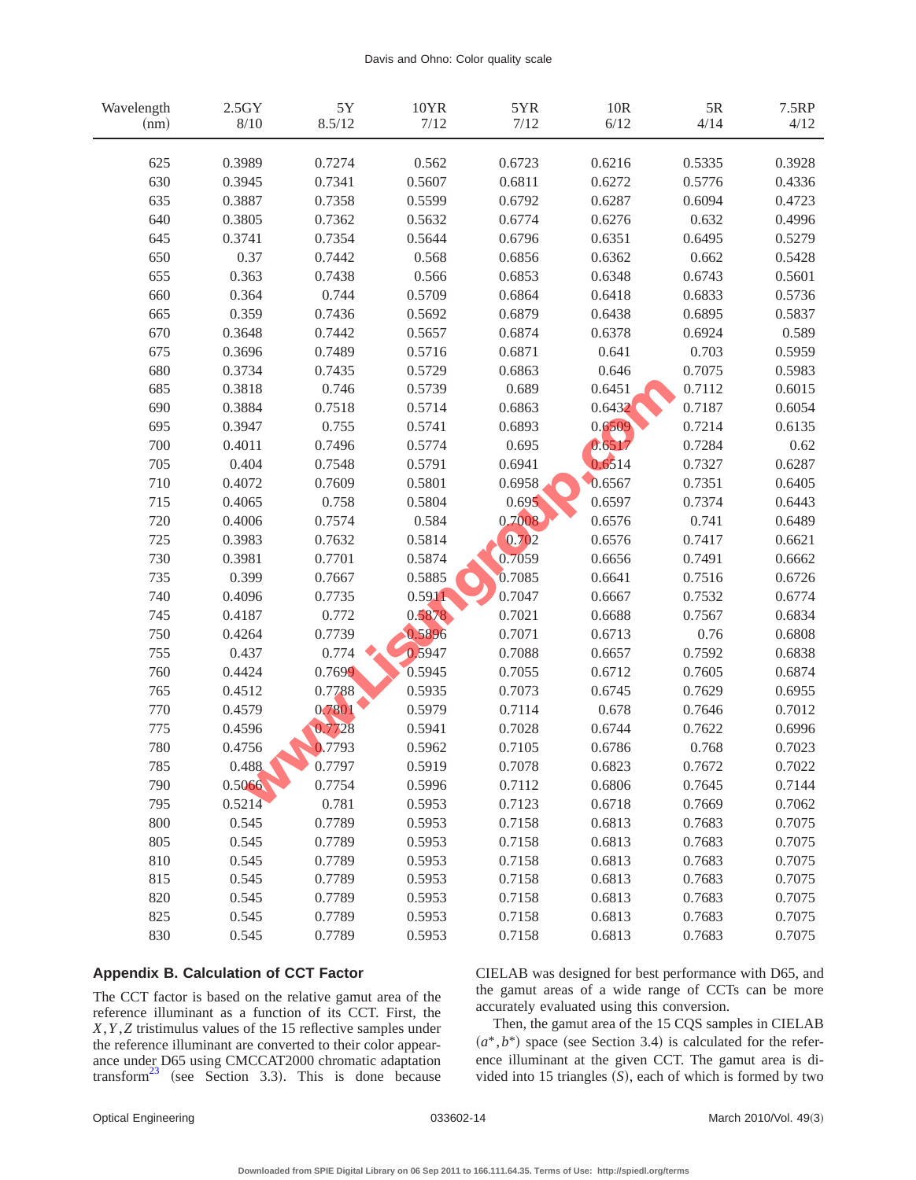| Wavelength (nm) | 2.5GY 8/10 | 5Y 8.5/12 | 10YR 7/12 | 5YR 7/12 | 10R 6/12 | 5R 4/14 | 7.5RP 4/12 |
|---|---|---|---|---|---|---|---|
| 625 | 0.3989 | 0.7274 | 0.562 | 0.6723 | 0.6216 | 0.5335 | 0.3928 |
| 630 | 0.3945 | 0.7341 | 0.5607 | 0.6811 | 0.6272 | 0.5776 | 0.4336 |
| 635 | 0.3887 | 0.7358 | 0.5599 | 0.6792 | 0.6287 | 0.6094 | 0.4723 |
| 640 | 0.3805 | 0.7362 | 0.5632 | 0.6774 | 0.6276 | 0.632 | 0.4996 |
| 645 | 0.3741 | 0.7354 | 0.5644 | 0.6796 | 0.6351 | 0.6495 | 0.5279 |
| 650 | 0.37 | 0.7442 | 0.568 | 0.6856 | 0.6362 | 0.662 | 0.5428 |
| 655 | 0.363 | 0.7438 | 0.566 | 0.6853 | 0.6348 | 0.6743 | 0.5601 |
| 660 | 0.364 | 0.744 | 0.5709 | 0.6864 | 0.6418 | 0.6833 | 0.5736 |
| 665 | 0.359 | 0.7436 | 0.5692 | 0.6879 | 0.6438 | 0.6895 | 0.5837 |
| 670 | 0.3648 | 0.7442 | 0.5657 | 0.6874 | 0.6378 | 0.6924 | 0.589 |
| 675 | 0.3696 | 0.7489 | 0.5716 | 0.6871 | 0.641 | 0.703 | 0.5959 |
| 680 | 0.3734 | 0.7435 | 0.5729 | 0.6863 | 0.646 | 0.7075 | 0.5983 |
| 685 | 0.3818 | 0.746 | 0.5739 | 0.689 | 0.6451 | 0.7112 | 0.6015 |
| 690 | 0.3884 | 0.7518 | 0.5714 | 0.6863 | 0.6432 | 0.7187 | 0.6054 |
| 695 | 0.3947 | 0.755 | 0.5741 | 0.6893 | 0.6509 | 0.7214 | 0.6135 |
| 700 | 0.4011 | 0.7496 | 0.5774 | 0.695 | 0.6517 | 0.7284 | 0.62 |
| 705 | 0.404 | 0.7548 | 0.5791 | 0.6941 | 0.6514 | 0.7327 | 0.6287 |
| 710 | 0.4072 | 0.7609 | 0.5801 | 0.6958 | 0.6567 | 0.7351 | 0.6405 |
| 715 | 0.4065 | 0.758 | 0.5804 | 0.695 | 0.6597 | 0.7374 | 0.6443 |
| 720 | 0.4006 | 0.7574 | 0.584 | 0.7008 | 0.6576 | 0.741 | 0.6489 |
| 725 | 0.3983 | 0.7632 | 0.5814 | 0.702 | 0.6576 | 0.7417 | 0.6621 |
| 730 | 0.3981 | 0.7701 | 0.5874 | 0.7059 | 0.6656 | 0.7491 | 0.6662 |
| 735 | 0.399 | 0.7667 | 0.5885 | 0.7085 | 0.6641 | 0.7516 | 0.6726 |
| 740 | 0.4096 | 0.7735 | 0.5911 | 0.7047 | 0.6667 | 0.7532 | 0.6774 |
| 745 | 0.4187 | 0.772 | 0.5878 | 0.7021 | 0.6688 | 0.7567 | 0.6834 |
| 750 | 0.4264 | 0.7739 | 0.5896 | 0.7071 | 0.6713 | 0.76 | 0.6808 |
| 755 | 0.437 | 0.774 | 0.5947 | 0.7088 | 0.6657 | 0.7592 | 0.6838 |
| 760 | 0.4424 | 0.7699 | 0.5945 | 0.7055 | 0.6712 | 0.7605 | 0.6874 |
| 765 | 0.4512 | 0.7788 | 0.5935 | 0.7073 | 0.6745 | 0.7629 | 0.6955 |
| 770 | 0.4579 | 0.7801 | 0.5979 | 0.7114 | 0.678 | 0.7646 | 0.7012 |
| 775 | 0.4596 | 0.7728 | 0.5941 | 0.7028 | 0.6744 | 0.7622 | 0.6996 |
| 780 | 0.4756 | 0.7793 | 0.5962 | 0.7105 | 0.6786 | 0.768 | 0.7023 |
| 785 | 0.488 | 0.7797 | 0.5919 | 0.7078 | 0.6823 | 0.7672 | 0.7022 |
| 790 | 0.5066 | 0.7754 | 0.5996 | 0.7112 | 0.6806 | 0.7645 | 0.7144 |
| 795 | 0.5214 | 0.781 | 0.5953 | 0.7123 | 0.6718 | 0.7669 | 0.7062 |
| 800 | 0.545 | 0.7789 | 0.5953 | 0.7158 | 0.6813 | 0.7683 | 0.7075 |
| 805 | 0.545 | 0.7789 | 0.5953 | 0.7158 | 0.6813 | 0.7683 | 0.7075 |
| 810 | 0.545 | 0.7789 | 0.5953 | 0.7158 | 0.6813 | 0.7683 | 0.7075 |
| 815 | 0.545 | 0.7789 | 0.5953 | 0.7158 | 0.6813 | 0.7683 | 0.7075 |
| 820 | 0.545 | 0.7789 | 0.5953 | 0.7158 | 0.6813 | 0.7683 | 0.7075 |
| 825 | 0.545 | 0.7789 | 0.5953 | 0.7158 | 0.6813 | 0.7683 | 0.7075 |
| 830 | 0.545 | 0.7789 | 0.5953 | 0.7158 | 0.6813 | 0.7683 | 0.7075 |

## Appendix B. Calculation of CCT Factor

The CCT factor is based on the relative gamut area of the reference illuminant as a function of its CCT. First, the $X,Y,Z$ tristimulus values of the 15 reflective samples under the reference illuminant are converted to their color appearance under D65 using CMCCAT2000 chromatic adaptation transform[23] (see Section 3.3). This is done because CIELAB was designed for best performance with D65, and the gamut areas of a wide range of CCTs can be more accurately evaluated using this conversion.

Then, the gamut area of the 15 CQS samples in CIELAB $(a^*,b^*)$ space (see Section 3.4) is calculated for the reference illuminant at the given CCT. The gamut area is divided into 15 triangles $(S)$, each of which is formed by two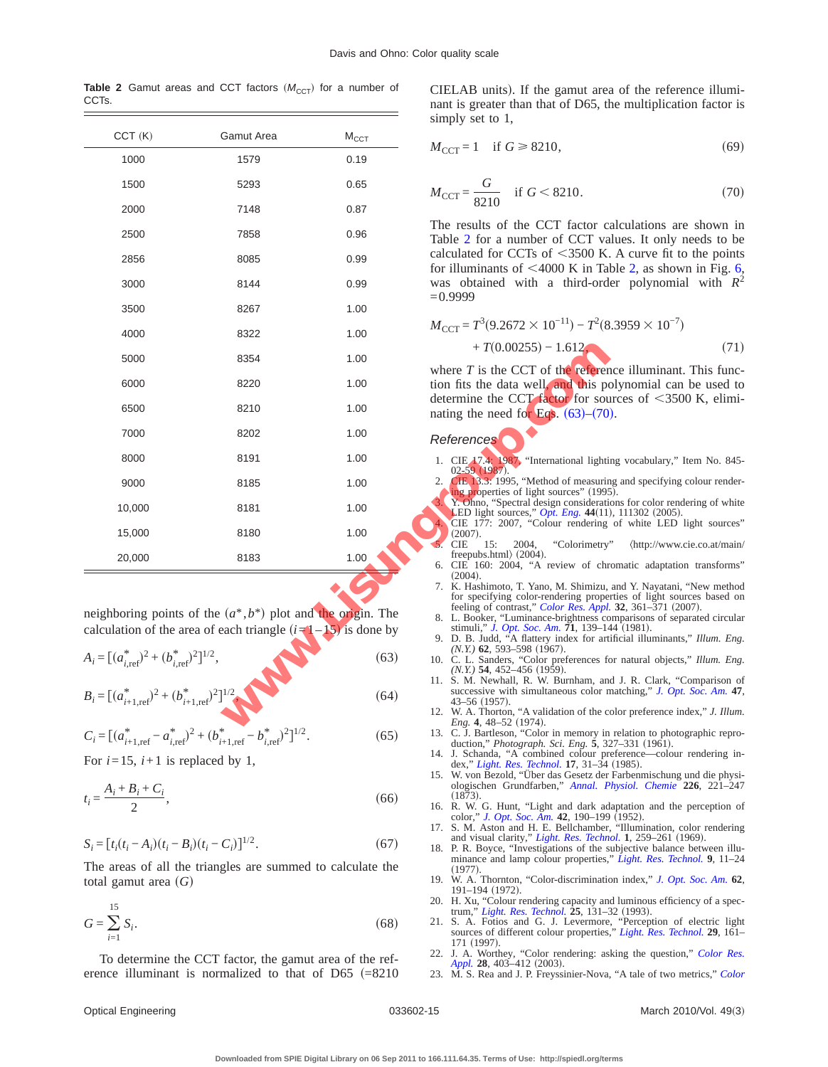**Table 2** Gamut areas and CCT factors ($M_{CCT}$) for a number of CCTs.

| CCT (K) | Gamut Area | $M_{CCT}$ |
|---|---|---|
| 1000 | 1579 | 0.19 |
| 1500 | 5293 | 0.65 |
| 2000 | 7148 | 0.87 |
| 2500 | 7858 | 0.96 |
| 2856 | 8085 | 0.99 |
| 3000 | 8144 | 0.99 |
| 3500 | 8267 | 1.00 |
| 4000 | 8322 | 1.00 |
| 5000 | 8354 | 1.00 |
| 6000 | 8220 | 1.00 |
| 6500 | 8210 | 1.00 |
| 7000 | 8202 | 1.00 |
| 8000 | 8191 | 1.00 |
| 9000 | 8185 | 1.00 |
| 10,000 | 8181 | 1.00 |
| 15,000 | 8180 | 1.00 |
| 20,000 | 8183 | 1.00 |

neighboring points of the $(a^*,b^*)$ plot and the origin. The calculation of the area of each triangle ($i=1$–15) is done by

$$A_i = [(a^*_{i,\mathrm{ref}})^2 + (b^*_{i,\mathrm{ref}})^2]^{1/2}, \tag{63}$$

$$B_i = [(a^*_{i+1,\mathrm{ref}})^2 + (b^*_{i+1,\mathrm{ref}})^2]^{1/2}, \tag{64}$$

$$C_i = [(a^*_{i+1,\mathrm{ref}} - a^*_{i,\mathrm{ref}})^2 + (b^*_{i+1,\mathrm{ref}} - b^*_{i,\mathrm{ref}})^2]^{1/2}. \tag{65}$$

For $i=15$, $i+1$ is replaced by 1,

$$t_i = \frac{A_i + B_i + C_i}{2}, \tag{66}$$

$$S_i = [t_i(t_i - A_i)(t_i - B_i)(t_i - C_i)]^{1/2}. \tag{67}$$

The areas of all the triangles are summed to calculate the total gamut area ($G$)

$$G = \sum_{i=1}^{15} S_i. \tag{68}$$

To determine the CCT factor, the gamut area of the reference illuminant is normalized to that of D65 (=8210 CIELAB units). If the gamut area of the reference illuminant is greater than that of D65, the multiplication factor is simply set to 1,

$$M_{CCT} = 1 \quad \text{if } G \geqslant 8210, \tag{69}$$

$$M_{CCT} = \frac{G}{8210} \quad \text{if } G < 8210. \tag{70}$$

The results of the CCT factor calculations are shown in Table 2 for a number of CCT values. It only needs to be calculated for CCTs of <3500 K. A curve fit to the points for illuminants of <4000 K in Table 2, as shown in Fig. 6, was obtained with a third-order polynomial with $R^2$ =0.9999

$$M_{CCT} = T^3(9.2672 \times 10^{-11}) - T^2(8.3959 \times 10^{-7}) + T(0.00255) - 1.612, \tag{71}$$

where $T$ is the CCT of the reference illuminant. This function fits the data well, and this polynomial can be used to determine the CCT factor for sources of <3500 K, eliminating the need for Eqs. (63)–(70).

## References

1. CIE 17.4: 1987, "International lighting vocabulary," Item No. 845-02-59 (1987).
2. CIE 13.3: 1995, "Method of measuring and specifying colour rendering properties of light sources" (1995).
3. Y. Ohno, "Spectral design considerations for color rendering of white LED light sources," *Opt. Eng.* **44**(11), 111302 (2005).
4. CIE 177: 2007, "Colour rendering of white LED light sources" (2007).
5. CIE 15: 2004, "Colorimetry" ⟨http://www.cie.co.at/main/freepubs.html⟩ (2004).
6. CIE 160: 2004, "A review of chromatic adaptation transforms" (2004).
7. K. Hashimoto, T. Yano, M. Shimizu, and Y. Nayatani, "New method for specifying color-rendering properties of light sources based on feeling of contrast," *Color Res. Appl.* **32**, 361–371 (2007).
8. L. Booker, "Luminance-brightness comparisons of separated circular stimuli," *J. Opt. Soc. Am.* **71**, 139–144 (1981).
9. D. B. Judd, "A flattery index for artificial illuminants," *Illum. Eng. (N.Y.)* **62**, 593–598 (1967).
10. C. L. Sanders, "Color preferences for natural objects," *Illum. Eng. (N.Y.)* **54**, 452–456 (1959).
11. S. M. Newhall, R. W. Burnham, and J. R. Clark, "Comparison of successive with simultaneous color matching," *J. Opt. Soc. Am.* **47**, 43–56 (1957).
12. W. A. Thorton, "A validation of the color preference index," *J. Illum. Eng.* **4**, 48–52 (1974).
13. C. J. Bartleson, "Color in memory in relation to photographic reproduction," *Photograph. Sci. Eng.* **5**, 327–331 (1961).
14. J. Schanda, "A combined colour preference—colour rendering index," *Light. Res. Technol.* **17**, 31–34 (1985).
15. W. von Bezold, "Über das Gesetz der Farbenmischung und die physiologischen Grundfarben," *Annal. Physiol. Chemie* **226**, 221–247 (1873).
16. R. W. G. Hunt, "Light and dark adaptation and the perception of color," *J. Opt. Soc. Am.* **42**, 190–199 (1952).
17. S. M. Aston and H. E. Bellchamber, "Illumination, color rendering and visual clarity," *Light. Res. Technol.* **1**, 259–261 (1969).
18. P. R. Boyce, "Investigations of the subjective balance between illuminance and lamp colour properties," *Light. Res. Technol.* **9**, 11–24 (1977).
19. W. A. Thornton, "Color-discrimination index," *J. Opt. Soc. Am.* **62**, 191–194 (1972).
20. H. Xu, "Colour rendering capacity and luminous efficiency of a spectrum," *Light. Res. Technol.* **25**, 131–32 (1993).
21. S. A. Fotios and G. J. Levermore, "Perception of electric light sources of different colour properties," *Light. Res. Technol.* **29**, 161–171 (1997).
22. J. A. Worthey, "Color rendering: asking the question," *Color Res. Appl.* **28**, 403–412 (2003).
23. M. S. Rea and J. P. Freyssinier-Nova, "A tale of two metrics," *Color*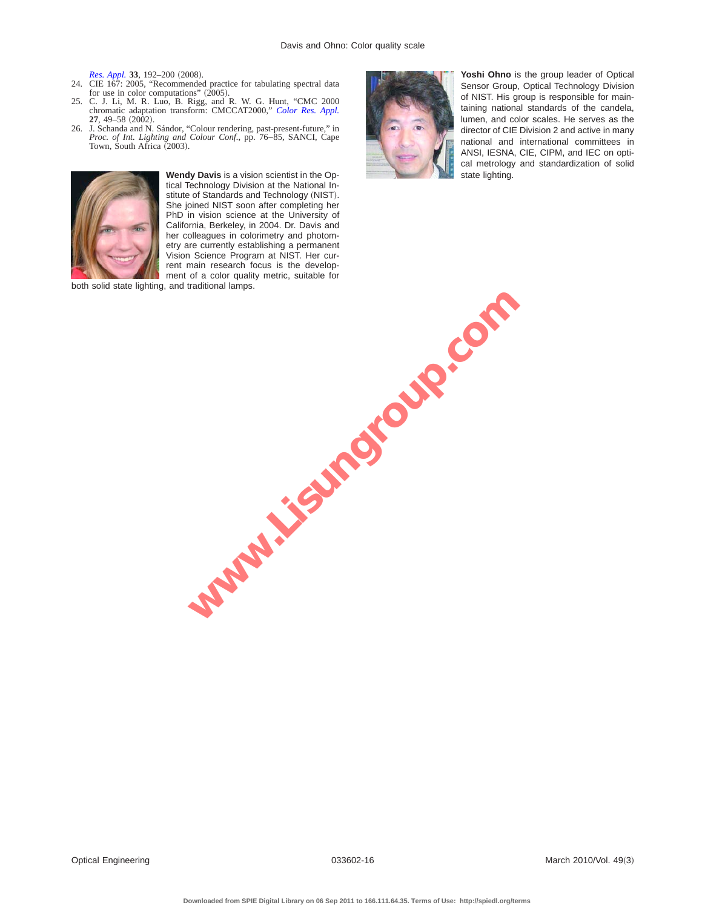*Res. Appl.* **33**, 192–200 (2008).

24. CIE 167: 2005, “Recommended practice for tabulating spectral data for use in color computations” (2005).
25. C. J. Li, M. R. Luo, B. Rigg, and R. W. G. Hunt, “CMC 2000 chromatic adaptation transform: CMCCAT2000,” *Color Res. Appl.* **27**, 49–58 (2002).
26. J. Schanda and N. Sándor, “Colour rendering, past-present-future,” in *Proc. of Int. Lighting and Colour Conf.*, pp. 76–85, SANCI, Cape Town, South Africa (2003).

**Wendy Davis** is a vision scientist in the Optical Technology Division at the National Institute of Standards and Technology (NIST). She joined NIST soon after completing her PhD in vision science at the University of California, Berkeley, in 2004. Dr. Davis and her colleagues in colorimetry and photometry are currently establishing a permanent Vision Science Program at NIST. Her current main research focus is the development of a color quality metric, suitable for both solid state lighting, and traditional lamps.

**Yoshi Ohno** is the group leader of Optical Sensor Group, Optical Technology Division of NIST. His group is responsible for maintaining national standards of the candela, lumen, and color scales. He serves as the director of CIE Division 2 and active in many national and international committees in ANSI, IESNA, CIE, CIPM, and IEC on optical metrology and standardization of solid state lighting.